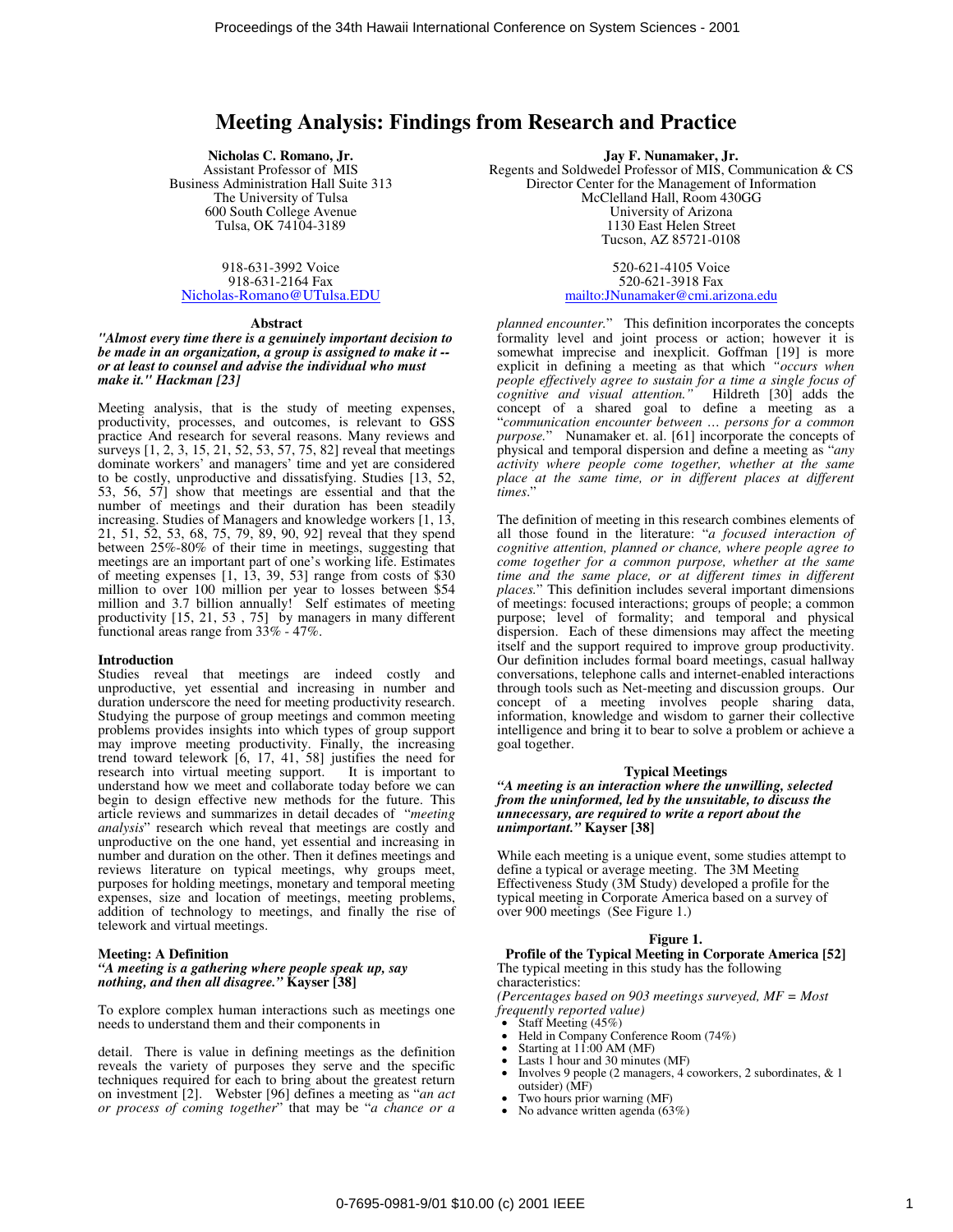# Meeting Analysis: Findings from Research and Practice

**Nicholas C. Romano, Jr.**
Assistant Professor of MIS
Business Administration Hall Suite 313
The University of Tulsa
600 South College Avenue
Tulsa, OK 74104-3189

918-631-3992 Voice
918-631-2164 Fax
Nicholas-Romano@UTulsa.EDU

**Jay F. Nunamaker, Jr.**
Regents and Soldwedel Professor of MIS, Communication & CS
Director Center for the Management of Information
McClelland Hall, Room 430GG
University of Arizona
1130 East Helen Street
Tucson, AZ 85721-0108

520-621-4105 Voice
520-621-3918 Fax
mailto:JNunamaker@cmi.arizona.edu

## Abstract

***"Almost every time there is a genuinely important decision to be made in an organization, a group is assigned to make it -- or at least to counsel and advise the individual who must make it." Hackman [23]***

Meeting analysis, that is the study of meeting expenses, productivity, processes, and outcomes, is relevant to GSS practice And research for several reasons. Many reviews and surveys [1, 2, 3, 15, 21, 52, 53, 57, 75, 82] reveal that meetings dominate workers' and managers' time and yet are considered to be costly, unproductive and dissatisfying. Studies [13, 52, 53, 56, 57] show that meetings are essential and that the number of meetings and their duration has been steadily increasing. Studies of Managers and knowledge workers [1, 13, 21, 51, 52, 53, 68, 75, 79, 89, 90, 92] reveal that they spend between 25%-80% of their time in meetings, suggesting that meetings are an important part of one's working life. Estimates of meeting expenses [1, 13, 39, 53] range from costs of $30 million to over 100 million per year to losses between $54 million and 3.7 billion annually! Self estimates of meeting productivity [15, 21, 53 , 75] by managers in many different functional areas range from 33% - 47%.

## Introduction

Studies reveal that meetings are indeed costly and unproductive, yet essential and increasing in number and duration underscore the need for meeting productivity research. Studying the purpose of group meetings and common meeting problems provides insights into which types of group support may improve meeting productivity. Finally, the increasing trend toward telework [6, 17, 41, 58] justifies the need for research into virtual meeting support. It is important to understand how we meet and collaborate today before we can begin to design effective new methods for the future. This article reviews and summarizes in detail decades of "*meeting analysis*" research which reveal that meetings are costly and unproductive on the one hand, yet essential and increasing in number and duration on the other. Then it defines meetings and reviews literature on typical meetings, why groups meet, purposes for holding meetings, monetary and temporal meeting expenses, size and location of meetings, meeting problems, addition of technology to meetings, and finally the rise of telework and virtual meetings.

## Meeting: A Definition

***"A meeting is a gathering where people speak up, say nothing, and then all disagree."* Kayser [38]**

To explore complex human interactions such as meetings one needs to understand them and their components in detail. There is value in defining meetings as the definition reveals the variety of purposes they serve and the specific techniques required for each to bring about the greatest return on investment [2]. Webster [96] defines a meeting as "*an act or process of coming together*" that may be "*a chance or a planned encounter.*" This definition incorporates the concepts formality level and joint process or action; however it is somewhat imprecise and inexplicit. Goffman [19] is more explicit in defining a meeting as that which *"occurs when people effectively agree to sustain for a time a single focus of cognitive and visual attention."* Hildreth [30] adds the concept of a shared goal to define a meeting as a "*communication encounter between … persons for a common purpose.*" Nunamaker et. al. [61] incorporate the concepts of physical and temporal dispersion and define a meeting as "*any activity where people come together, whether at the same place at the same time, or in different places at different times.*"

The definition of meeting in this research combines elements of all those found in the literature: "*a focused interaction of cognitive attention, planned or chance, where people agree to come together for a common purpose, whether at the same time and the same place, or at different times in different places.*" This definition includes several important dimensions of meetings: focused interactions; groups of people; a common purpose; level of formality; and temporal and physical dispersion. Each of these dimensions may affect the meeting itself and the support required to improve group productivity. Our definition includes formal board meetings, casual hallway conversations, telephone calls and internet-enabled interactions through tools such as Net-meeting and discussion groups. Our concept of a meeting involves people sharing data, information, knowledge and wisdom to garner their collective intelligence and bring it to bear to solve a problem or achieve a goal together.

## Typical Meetings

***"A meeting is an interaction where the unwilling, selected from the uninformed, led by the unsuitable, to discuss the unnecessary, are required to write a report about the unimportant."* Kayser [38]**

While each meeting is a unique event, some studies attempt to define a typical or average meeting. The 3M Meeting Effectiveness Study (3M Study) developed a profile for the typical meeting in Corporate America based on a survey of over 900 meetings (See Figure 1.)

**Figure 1.**
**Profile of the Typical Meeting in Corporate America [52]**

The typical meeting in this study has the following characteristics:

*(Percentages based on 903 meetings surveyed, MF = Most frequently reported value)*

- Staff Meeting (45%)
- Held in Company Conference Room (74%)
- Starting at 11:00 AM (MF)
- Lasts 1 hour and 30 minutes (MF)
- Involves 9 people (2 managers, 4 coworkers, 2 subordinates, & 1 outsider) (MF)
- Two hours prior warning (MF)
- No advance written agenda (63%)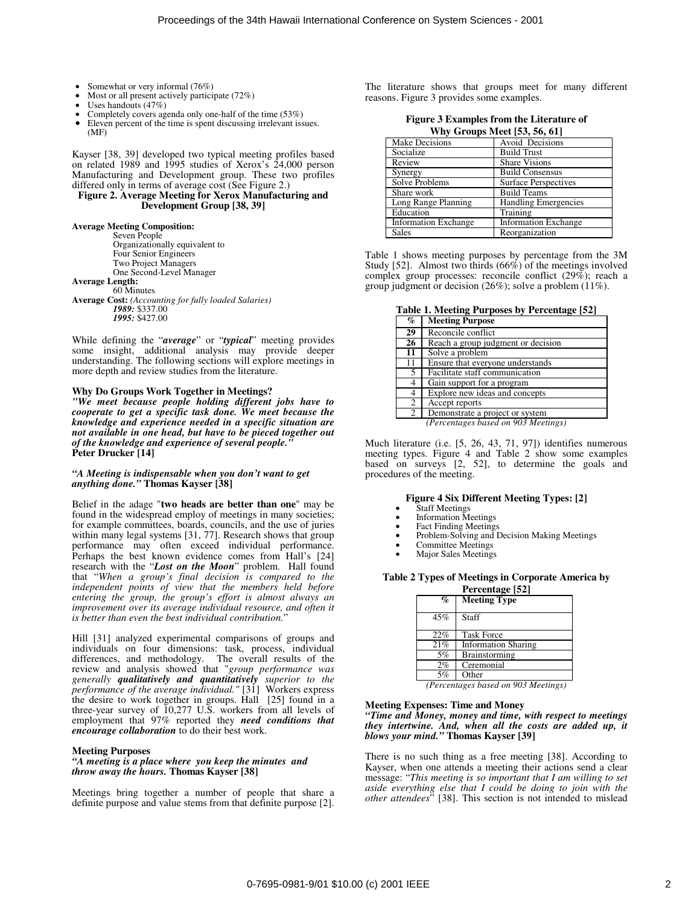- Somewhat or very informal (76%)
- Most or all present actively participate (72%)
- Uses handouts (47%)
- Completely covers agenda only one-half of the time (53%)
- Eleven percent of the time is spent discussing irrelevant issues. (MF)

Kayser [38, 39] developed two typical meeting profiles based on related 1989 and 1995 studies of Xerox's 24,000 person Manufacturing and Development group. These two profiles differed only in terms of average cost (See Figure 2.)

**Figure 2. Average Meeting for Xerox Manufacturing and Development Group [38, 39]**

**Average Meeting Composition:**
Seven People
Organizationally equivalent to
Four Senior Engineers
Two Project Managers
One Second-Level Manager

**Average Length:**
60 Minutes

**Average Cost:** *(Accounting for fully loaded Salaries)*
***1989:*** $337.00
***1995:*** $427.00

While defining the "***average***" or "***typical***" meeting provides some insight, additional analysis may provide deeper understanding. The following sections will explore meetings in more depth and review studies from the literature.

### Why Do Groups Work Together in Meetings?

***"We meet because people holding different jobs have to cooperate to get a specific task done. We meet because the knowledge and experience needed in a specific situation are not available in one head, but have to be pieced together out of the knowledge and experience of several people."***
**Peter Drucker [14]**

*"A Meeting is indispensable when you don't want to get anything done."* **Thomas Kayser [38]**

Belief in the adage "**two heads are better than one**" may be found in the widespread employ of meetings in many societies; for example committees, boards, councils, and the use of juries within many legal systems [31, 77]. Research shows that group performance may often exceed individual performance. Perhaps the best known evidence comes from Hall's [24] research with the "***Lost on the Moon***" problem. Hall found that "*When a group's final decision is compared to the independent points of view that the members held before entering the group, the group's effort is almost always an improvement over its average individual resource, and often it is better than even the best individual contribution.*"

Hill [31] analyzed experimental comparisons of groups and individuals on four dimensions: task, process, individual differences, and methodology. The overall results of the review and analysis showed that "*group performance was generally **qualitatively and quantitatively** superior to the performance of the average individual."* [31] Workers express the desire to work together in groups. Hall [25] found in a three-year survey of 10,277 U.S. workers from all levels of employment that 97% reported they ***need conditions that encourage collaboration*** to do their best work.

### Meeting Purposes

***"A meeting is a place where you keep the minutes and throw away the hours.*** **Thomas Kayser [38]**

Meetings bring together a number of people that share a definite purpose and value stems from that definite purpose [2]. The literature shows that groups meet for many different reasons. Figure 3 provides some examples.

**Figure 3 Examples from the Literature of Why Groups Meet [53, 56, 61]**

| | |
|---|---|
| Make Decisions | Avoid Decisions |
| Socialize | Build Trust |
| Review | Share Visions |
| Synergy | Build Consensus |
| Solve Problems | Surface Perspectives |
| Share work | Build Teams |
| Long Range Planning | Handling Emergencies |
| Education | Training |
| Information Exchange | Information Exchange |
| Sales | Reorganization |

Table 1 shows meeting purposes by percentage from the 3M Study [52]. Almost two thirds (66%) of the meetings involved complex group processes: reconcile conflict (29%); reach a group judgment or decision (26%); solve a problem (11%).

**Table 1. Meeting Purposes by Percentage [52]**

| % | Meeting Purpose |
|---|---|
| **29** | Reconcile conflict |
| **26** | Reach a group judgment or decision |
| **11** | Solve a problem |
| 11 | Ensure that everyone understands |
| 5 | Facilitate staff communication |
| 4 | Gain support for a program |
| 4 | Explore new ideas and concepts |
| 2 | Accept reports |
| 2 | Demonstrate a project or system |

*(Percentages based on 903 Meetings)*

Much literature (i.e. [5, 26, 43, 71, 97]) identifies numerous meeting types. Figure 4 and Table 2 show some examples based on surveys [2, 52], to determine the goals and procedures of the meeting.

**Figure 4 Six Different Meeting Types: [2]**

- Staff Meetings
- Information Meetings
- Fact Finding Meetings
- Problem-Solving and Decision Making Meetings
- Committee Meetings
- Major Sales Meetings

**Table 2 Types of Meetings in Corporate America by Percentage [52]**

| % | Meeting Type |
|---|---|
| 45% | Staff |
| 22% | Task Force |
| 21% | Information Sharing |
| 5% | Brainstorming |
| 2% | Ceremonial |
| 5% | Other |

*(Percentages based on 903 Meetings)*

### Meeting Expenses: Time and Money

***"Time and Money, money and time, with respect to meetings they intertwine. And, when all the costs are added up, it blows your mind."*** **Thomas Kayser [39]**

There is no such thing as a free meeting [38]. According to Kayser, when one attends a meeting their actions send a clear message: "*This meeting is so important that I am willing to set aside everything else that I could be doing to join with the other attendees*" [38]. This section is not intended to mislead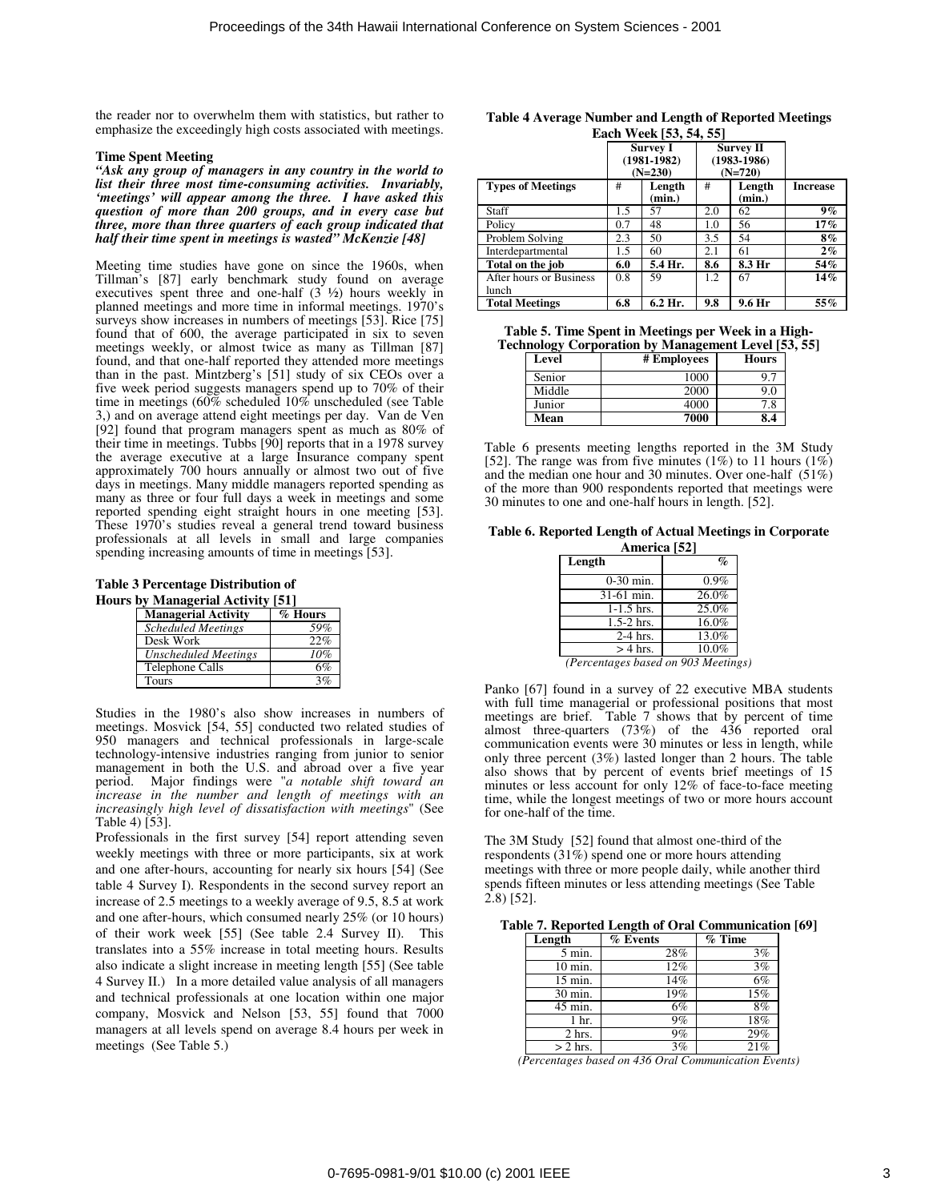the reader nor to overwhelm them with statistics, but rather to emphasize the exceedingly high costs associated with meetings.

### Time Spent Meeting

***"Ask any group of managers in any country in the world to list their three most time-consuming activities. Invariably, 'meetings' will appear among the three. I have asked this question of more than 200 groups, and in every case but three, more than three quarters of each group indicated that half their time spent in meetings is wasted" McKenzie [48]***

Meeting time studies have gone on since the 1960s, when Tillman's [87] early benchmark study found on average executives spent three and one-half (3 ½) hours weekly in planned meetings and more time in informal meetings. 1970's surveys show increases in numbers of meetings [53]. Rice [75] found that of 600, the average participated in six to seven meetings weekly, or almost twice as many as Tillman [87] found, and that one-half reported they attended more meetings than in the past. Mintzberg's [51] study of six CEOs over a five week period suggests managers spend up to 70% of their time in meetings (60% scheduled 10% unscheduled (see Table 3,) and on average attend eight meetings per day. Van de Ven [92] found that program managers spent as much as 80% of their time in meetings. Tubbs [90] reports that in a 1978 survey the average executive at a large Insurance company spent approximately 700 hours annually or almost two out of five days in meetings. Many middle managers reported spending as many as three or four full days a week in meetings and some reported spending eight straight hours in one meeting [53]. These 1970's studies reveal a general trend toward business professionals at all levels in small and large companies spending increasing amounts of time in meetings [53].

**Table 3 Percentage Distribution of Hours by Managerial Activity [51]**

| Managerial Activity | % Hours |
|---|---|
| *Scheduled Meetings* | 59% |
| Desk Work | 22% |
| *Unscheduled Meetings* | 10% |
| Telephone Calls | 6% |
| Tours | 3% |

Studies in the 1980's also show increases in numbers of meetings. Mosvick [54, 55] conducted two related studies of 950 managers and technical professionals in large-scale technology-intensive industries ranging from junior to senior management in both the U.S. and abroad over a five year period. Major findings were "*a notable shift toward an increase in the number and length of meetings with an increasingly high level of dissatisfaction with meetings*" (See Table 4) [53].

Professionals in the first survey [54] report attending seven weekly meetings with three or more participants, six at work and one after-hours, accounting for nearly six hours [54] (See table 4 Survey I). Respondents in the second survey report an increase of 2.5 meetings to a weekly average of 9.5, 8.5 at work and one after-hours, which consumed nearly 25% (or 10 hours) of their work week [55] (See table 2.4 Survey II). This translates into a 55% increase in total meeting hours. Results also indicate a slight increase in meeting length [55] (See table 4 Survey II.) In a more detailed value analysis of all managers and technical professionals at one location within one major company, Mosvick and Nelson [53, 55] found that 7000 managers at all levels spend on average 8.4 hours per week in meetings (See Table 5.)

**Table 4 Average Number and Length of Reported Meetings Each Week [53, 54, 55]**

| | Survey I (1981-1982) (N=230) | | Survey II (1983-1986) (N=720) | | |
|---|---|---|---|---|---|
| **Types of Meetings** | **#** | **Length (min.)** | **#** | **Length (min.)** | **Increase** |
| Staff | 1.5 | 57 | 2.0 | 62 | **9%** |
| Policy | 0.7 | 48 | 1.0 | 56 | **17%** |
| Problem Solving | 2.3 | 50 | 3.5 | 54 | **8%** |
| Interdepartmental | 1.5 | 60 | 2.1 | 61 | **2%** |
| **Total on the job** | **6.0** | **5.4 Hr.** | **8.6** | **8.3 Hr** | **54%** |
| After hours or Business lunch | 0.8 | 59 | 1.2 | 67 | **14%** |
| **Total Meetings** | **6.8** | **6.2 Hr.** | **9.8** | **9.6 Hr** | **55%** |

**Table 5. Time Spent in Meetings per Week in a High-Technology Corporation by Management Level [53, 55]**

| Level | # Employees | Hours |
|---|---|---|
| Senior | 1000 | 9.7 |
| Middle | 2000 | 9.0 |
| Junior | 4000 | 7.8 |
| **Mean** | **7000** | **8.4** |

Table 6 presents meeting lengths reported in the 3M Study [52]. The range was from five minutes (1%) to 11 hours (1%) and the median one hour and 30 minutes. Over one-half (51%) of the more than 900 respondents reported that meetings were 30 minutes to one and one-half hours in length. [52].

**Table 6. Reported Length of Actual Meetings in Corporate America [52]**

| Length | % |
|---|---|
| 0-30 min. | 0.9% |
| 31-61 min. | 26.0% |
| 1-1.5 hrs. | 25.0% |
| 1.5-2 hrs. | 16.0% |
| 2-4 hrs. | 13.0% |
| > 4 hrs. | 10.0% |

*(Percentages based on 903 Meetings)*

Panko [67] found in a survey of 22 executive MBA students with full time managerial or professional positions that most meetings are brief. Table 7 shows that by percent of time almost three-quarters (73%) of the 436 reported oral communication events were 30 minutes or less in length, while only three percent (3%) lasted longer than 2 hours. The table also shows that by percent of events brief meetings of 15 minutes or less account for only 12% of face-to-face meeting time, while the longest meetings of two or more hours account for one-half of the time.

The 3M Study [52] found that almost one-third of the respondents (31%) spend one or more hours attending meetings with three or more people daily, while another third spends fifteen minutes or less attending meetings (See Table 2.8) [52].

**Table 7. Reported Length of Oral Communication [69]**

| Length | % Events | % Time |
|---|---|---|
| 5 min. | 28% | 3% |
| 10 min. | 12% | 3% |
| 15 min. | 14% | 6% |
| 30 min. | 19% | 15% |
| 45 min. | 6% | 8% |
| 1 hr. | 9% | 18% |
| 2 hrs. | 9% | 29% |
| > 2 hrs. | 3% | 21% |

*(Percentages based on 436 Oral Communication Events)*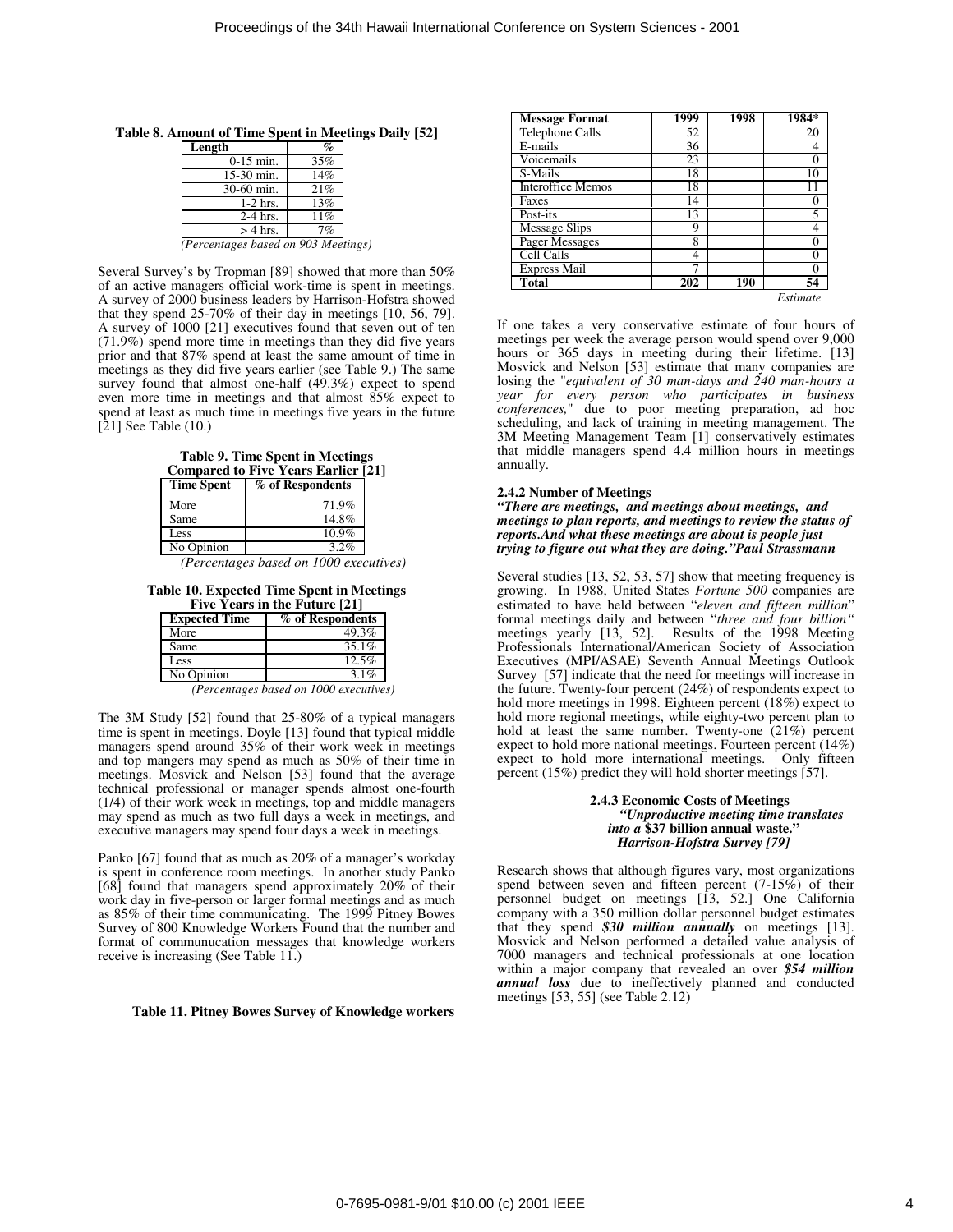**Table 8. Amount of Time Spent in Meetings Daily [52]**

| Length | % |
|---|---|
| 0-15 min. | 35% |
| 15-30 min. | 14% |
| 30-60 min. | 21% |
| 1-2 hrs. | 13% |
| 2-4 hrs. | 11% |
| > 4 hrs. | 7% |

*(Percentages based on 903 Meetings)*

Several Survey's by Tropman [89] showed that more than 50% of an active managers official work-time is spent in meetings. A survey of 2000 business leaders by Harrison-Hofstra showed that they spend 25-70% of their day in meetings [10, 56, 79]. A survey of 1000 [21] executives found that seven out of ten (71.9%) spend more time in meetings than they did five years prior and that 87% spend at least the same amount of time in meetings as they did five years earlier (see Table 9.) The same survey found that almost one-half (49.3%) expect to spend even more time in meetings and that almost 85% expect to spend at least as much time in meetings five years in the future [21] See Table (10.)

**Table 9. Time Spent in Meetings Compared to Five Years Earlier [21]**

| Time Spent | % of Respondents |
|---|---|
| More | 71.9% |
| Same | 14.8% |
| Less | 10.9% |
| No Opinion | 3.2% |

*(Percentages based on 1000 executives)*

**Table 10. Expected Time Spent in Meetings Five Years in the Future [21]**

| Expected Time | % of Respondents |
|---|---|
| More | 49.3% |
| Same | 35.1% |
| Less | 12.5% |
| No Opinion | 3.1% |

*(Percentages based on 1000 executives)*

The 3M Study [52] found that 25-80% of a typical managers time is spent in meetings. Doyle [13] found that typical middle managers spend around 35% of their work week in meetings and top mangers may spend as much as 50% of their time in meetings. Mosvick and Nelson [53] found that the average technical professional or manager spends almost one-fourth (1/4) of their work week in meetings, top and middle managers may spend as much as two full days a week in meetings, and executive managers may spend four days a week in meetings.

Panko [67] found that as much as 20% of a manager's workday is spent in conference room meetings. In another study Panko [68] found that managers spend approximately 20% of their work day in five-person or larger formal meetings and as much as 85% of their time communicating. The 1999 Pitney Bowes Survey of 800 Knowledge Workers Found that the number and format of communucation messages that knowledge workers receive is increasing (See Table 11.)

**Table 11. Pitney Bowes Survey of Knowledge workers**

| Message Format | 1999 | 1998 | 1984* |
|---|---|---|---|
| Telephone Calls | 52 | | 20 |
| E-mails | 36 | | 4 |
| Voicemails | 23 | | 0 |
| S-Mails | 18 | | 10 |
| Interoffice Memos | 18 | | 11 |
| Faxes | 14 | | 0 |
| Post-its | 13 | | 5 |
| Message Slips | 9 | | 4 |
| Pager Messages | 8 | | 0 |
| Cell Calls | 4 | | 0 |
| Express Mail | 7 | | 0 |
| **Total** | **202** | **190** | **54** |

*Estimate*

If one takes a very conservative estimate of four hours of meetings per week the average person would spend over 9,000 hours or 365 days in meeting during their lifetime. [13] Mosvick and Nelson [53] estimate that many companies are losing the "*equivalent of 30 man-days and 240 man-hours a year for every person who participates in business conferences,*" due to poor meeting preparation, ad hoc scheduling, and lack of training in meeting management. The 3M Meeting Management Team [1] conservatively estimates that middle managers spend 4.4 million hours in meetings annually.

#### 2.4.2 Number of Meetings

***"There are meetings, and meetings about meetings, and meetings to plan reports, and meetings to review the status of reports.And what these meetings are about is people just trying to figure out what they are doing."Paul Strassmann***

Several studies [13, 52, 53, 57] show that meeting frequency is growing. In 1988, United States *Fortune 500* companies are estimated to have held between "*eleven and fifteen million*" formal meetings daily and between "*three and four billion"* meetings yearly [13, 52]. Results of the 1998 Meeting Professionals International/American Society of Association Executives (MPI/ASAE) Seventh Annual Meetings Outlook Survey [57] indicate that the need for meetings will increase in the future. Twenty-four percent (24%) of respondents expect to hold more meetings in 1998. Eighteen percent (18%) expect to hold more regional meetings, while eighty-two percent plan to hold at least the same number. Twenty-one (21%) percent expect to hold more national meetings. Fourteen percent (14%) expect to hold more international meetings. Only fifteen percent (15%) predict they will hold shorter meetings [57].

#### 2.4.3 Economic Costs of Meetings

***"Unproductive meeting time translates into a* $37 billion annual waste." *Harrison-Hofstra Survey [79]***

Research shows that although figures vary, most organizations spend between seven and fifteen percent (7-15%) of their personnel budget on meetings [13, 52.] One California company with a 350 million dollar personnel budget estimates that they spend ***$30 million annually*** on meetings [13]. Mosvick and Nelson performed a detailed value analysis of 7000 managers and technical professionals at one location within a major company that revealed an over ***$54 million annual loss*** due to ineffectively planned and conducted meetings [53, 55] (see Table 2.12)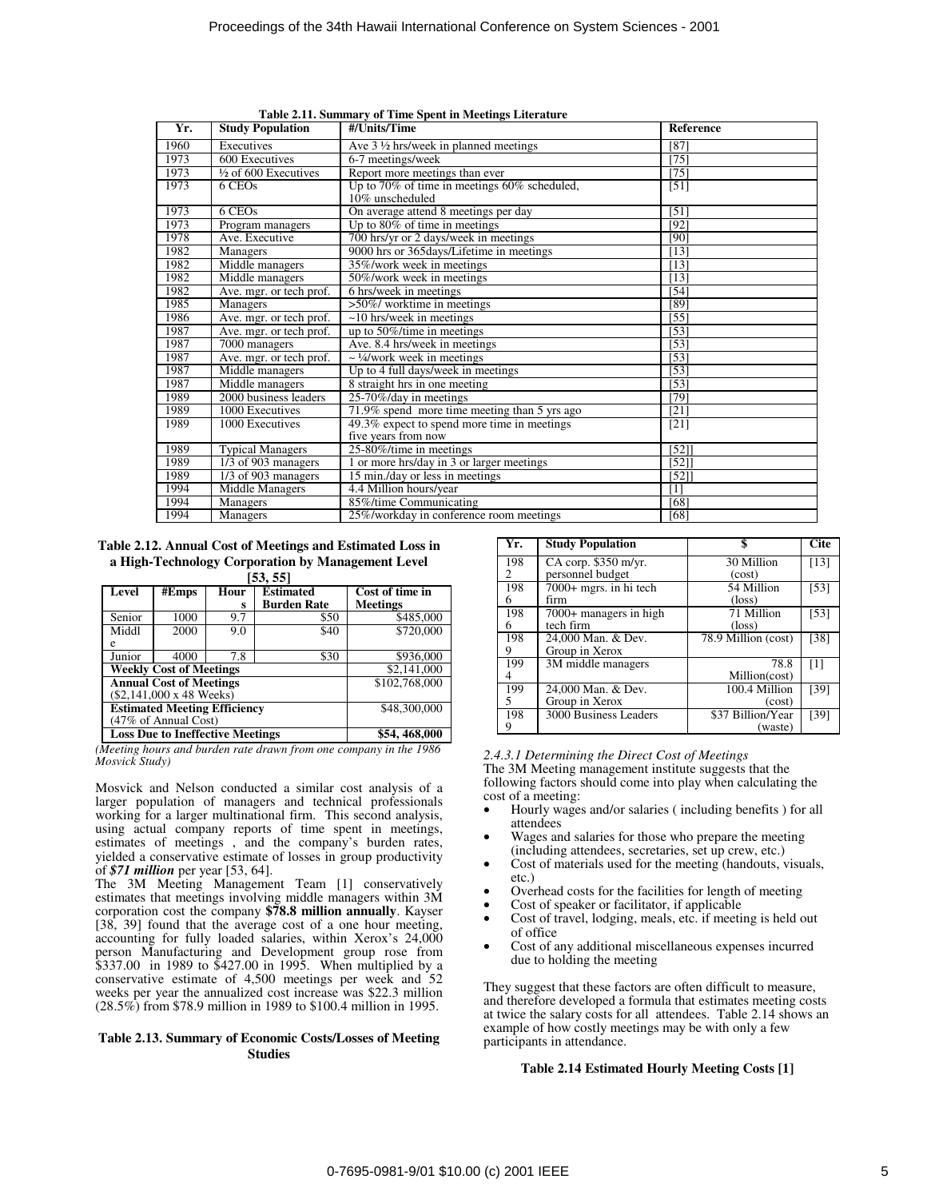**Table 2.11. Summary of Time Spent in Meetings Literature**

| Yr. | Study Population | #/Units/Time | Reference |
|---|---|---|---|
| 1960 | Executives | Ave 3 ½ hrs/week in planned meetings | [87] |
| 1973 | 600 Executives | 6-7 meetings/week | [75] |
| 1973 | ½ of 600 Executives | Report more meetings than ever | [75] |
| 1973 | 6 CEOs | Up to 70% of time in meetings 60% scheduled, 10% unscheduled | [51] |
| 1973 | 6 CEOs | On average attend 8 meetings per day | [51] |
| 1973 | Program managers | Up to 80% of time in meetings | [92] |
| 1978 | Ave. Executive | 700 hrs/yr or 2 days/week in meetings | [90] |
| 1982 | Managers | 9000 hrs or 365days/Lifetime in meetings | [13] |
| 1982 | Middle managers | 35%/work week in meetings | [13] |
| 1982 | Middle managers | 50%/work week in meetings | [13] |
| 1982 | Ave. mgr. or tech prof. | 6 hrs/week in meetings | [54] |
| 1985 | Managers | >50%/ worktime in meetings | [89] |
| 1986 | Ave. mgr. or tech prof. | ~10 hrs/week in meetings | [55] |
| 1987 | Ave. mgr. or tech prof. | up to 50%/time in meetings | [53] |
| 1987 | 7000 managers | Ave. 8.4 hrs/week in meetings | [53] |
| 1987 | Ave. mgr. or tech prof. | ~ ¼/work week in meetings | [53] |
| 1987 | Middle managers | Up to 4 full days/week in meetings | [53] |
| 1987 | Middle managers | 8 straight hrs in one meeting | [53] |
| 1989 | 2000 business leaders | 25-70%/day in meetings | [79] |
| 1989 | 1000 Executives | 71.9% spend more time meeting than 5 yrs ago | [21] |
| 1989 | 1000 Executives | 49.3% expect to spend more time in meetings five years from now | [21] |
| 1989 | Typical Managers | 25-80%/time in meetings | [52]] |
| 1989 | 1/3 of 903 managers | 1 or more hrs/day in 3 or larger meetings | [52]] |
| 1989 | 1/3 of 903 managers | 15 min./day or less in meetings | [52]] |
| 1994 | Middle Managers | 4.4 Million hours/year | [1] |
| 1994 | Managers | 85%/time Communicating | [68] |
| 1994 | Managers | 25%/workday in conference room meetings | [68] |

**Table 2.12. Annual Cost of Meetings and Estimated Loss in a High-Technology Corporation by Management Level [53, 55]**

| Level | #Emps | Hours | Estimated Burden Rate | Cost of time in Meetings |
|---|---|---|---|---|
| Senior | 1000 | 9.7 | $50 | $485,000 |
| Middle | 2000 | 9.0 | $40 | $720,000 |
| Junior | 4000 | 7.8 | $30 | $936,000 |
| **Weekly Cost of Meetings** | | | | $2,141,000 |
| **Annual Cost of Meetings** ($2,141,000 x 48 Weeks) | | | | $102,768,000 |
| **Estimated Meeting Efficiency** (47% of Annual Cost) | | | | $48,300,000 |
| **Loss Due to Ineffective Meetings** | | | | **$54, 468,000** |

*(Meeting hours and burden rate drawn from one company in the 1986 Mosvick Study)*

Mosvick and Nelson conducted a similar cost analysis of a larger population of managers and technical professionals working for a larger multinational firm. This second analysis, using actual company reports of time spent in meetings, estimates of meetings , and the company's burden rates, yielded a conservative estimate of losses in group productivity of ***$71 million*** per year [53, 64].

The 3M Meeting Management Team [1] conservatively estimates that meetings involving middle managers within 3M corporation cost the company **$78.8 million annually**. Kayser [38, 39] found that the average cost of a one hour meeting, accounting for fully loaded salaries, within Xerox's 24,000 person Manufacturing and Development group rose from $337.00 in 1989 to $427.00 in 1995. When multiplied by a conservative estimate of 4,500 meetings per week and 52 weeks per year the annualized cost increase was $22.3 million (28.5%) from $78.9 million in 1989 to $100.4 million in 1995.

**Table 2.13. Summary of Economic Costs/Losses of Meeting Studies**

| Yr. | Study Population | $ | Cite |
|---|---|---|---|
| 1982 | CA corp. $350 m/yr. personnel budget | 30 Million (cost) | [13] |
| 1986 | 7000+ mgrs. in hi tech firm | 54 Million (loss) | [53] |
| 1986 | 7000+ managers in high tech firm | 71 Million (loss) | [53] |
| 1989 | 24,000 Man. & Dev. Group in Xerox | 78.9 Million (cost) | [38] |
| 1994 | 3M middle managers | 78.8 Million(cost) | [1] |
| 1995 | 24,000 Man. & Dev. Group in Xerox | 100.4 Million (cost) | [39] |
| 1989 | 3000 Business Leaders | $37 Billion/Year (waste) | [39] |

*2.4.3.1 Determining the Direct Cost of Meetings*

The 3M Meeting management institute suggests that the following factors should come into play when calculating the cost of a meeting:

- Hourly wages and/or salaries ( including benefits ) for all attendees
- Wages and salaries for those who prepare the meeting (including attendees, secretaries, set up crew, etc.)
- Cost of materials used for the meeting (handouts, visuals, etc.)
- Overhead costs for the facilities for length of meeting
- Cost of speaker or facilitator, if applicable
- Cost of travel, lodging, meals, etc. if meeting is held out of office
- Cost of any additional miscellaneous expenses incurred due to holding the meeting

They suggest that these factors are often difficult to measure, and therefore developed a formula that estimates meeting costs at twice the salary costs for all attendees. Table 2.14 shows an example of how costly meetings may be with only a few participants in attendance.

**Table 2.14 Estimated Hourly Meeting Costs [1]**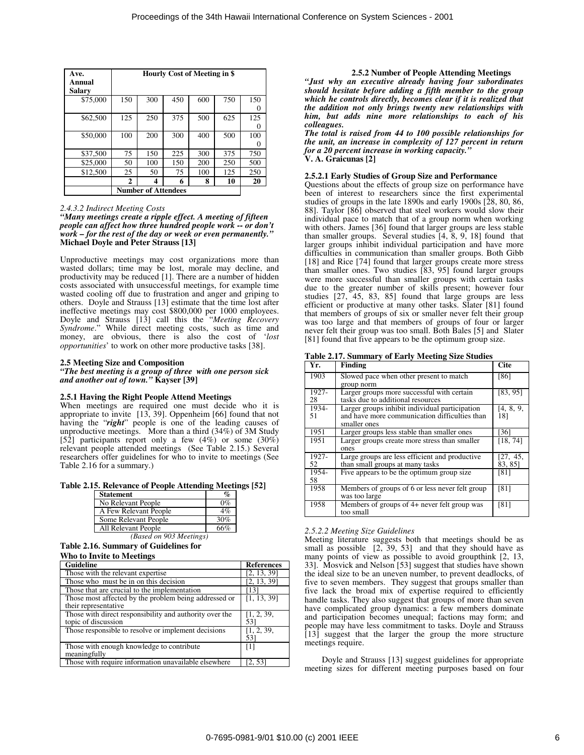| Ave. Annual Salary | Hourly Cost of Meeting in $ | | | | | |
|---|---|---|---|---|---|---|
| $75,000 | 150 | 300 | 450 | 600 | 750 | 1500 |
| $62,500 | 125 | 250 | 375 | 500 | 625 | 1250 |
| $50,000 | 100 | 200 | 300 | 400 | 500 | 1000 |
| $37,500 | 75 | 150 | 225 | 300 | 375 | 750 |
| $25,000 | 50 | 100 | 150 | 200 | 250 | 500 |
| $12,500 | 25 | 50 | 75 | 100 | 125 | 250 |
| | **2** | **4** | **6** | **8** | **10** | **20** |
| | **Number of Attendees** | | | | | |

*2.4.3.2 Indirect Meeting Costs*

***"Many meetings create a ripple effect. A meeting of fifteen people can affect how three hundred people work -- or don't work – for the rest of the day or week or even permanently."***
**Michael Doyle and Peter Strauss [13]**

Unproductive meetings may cost organizations more than wasted dollars; time may be lost, morale may decline, and productivity may be reduced [1]. There are a number of hidden costs associated with unsuccessful meetings, for example time wasted cooling off due to frustration and anger and griping to others. Doyle and Strauss [13] estimate that the time lost after ineffective meetings may cost $800,000 per 1000 employees. Doyle and Strauss [13] call this the "*Meeting Recovery Syndrome*." While direct meeting costs, such as time and money, are obvious, there is also the cost of '*lost opportunities*' to work on other more productive tasks [38].

#### 2.5 Meeting Size and Composition

***"The best meeting is a group of three with one person sick and another out of town."*** **Kayser [39]**

#### 2.5.1 Having the Right People Attend Meetings

When meetings are required one must decide who it is appropriate to invite [13, 39]. Oppenheim [66] found that not having the "***right***" people is one of the leading causes of unproductive meetings. More than a third (34%) of 3M Study [52] participants report only a few (4%) or some (30%) relevant people attended meetings (See Table 2.15.) Several researchers offer guidelines for who to invite to meetings (See Table 2.16 for a summary.)

**Table 2.15. Relevance of People Attending Meetings [52]**

| Statement | % |
|---|---|
| No Relevant People | 0% |
| A Few Relevant People | 4% |
| Some Relevant People | 30% |
| All Relevant People | 66% |

*(Based on 903 Meetings)*

**Table 2.16. Summary of Guidelines for Who to Invite to Meetings**

| Guideline | References |
|---|---|
| Those with the relevant expertise | [2, 13, 39] |
| Those who must be in on this decision | [2, 13, 39] |
| Those that are crucial to the implementation | [13] |
| Those most affected by the problem being addressed or their representative | [1, 13, 39] |
| Those with direct responsibility and authority over the topic of discussion | [1, 2, 39, 53] |
| Those responsible to resolve or implement decisions | [1, 2, 39, 53] |
| Those with enough knowledge to contribute meaningfully | [1] |
| Those with require information unavailable elsewhere | [2, 53] |

#### 2.5.2 Number of People Attending Meetings

***"Just why an executive already having four subordinates should hesitate before adding a fifth member to the group which he controls directly, becomes clear if it is realized that the addition not only brings twenty new relationships with him, but adds nine more relationships to each of his colleagues.***

***The total is raised from 44 to 100 possible relationships for the unit, an increase in complexity of 127 percent in return for a 20 percent increase in working capacity."***
**V. A. Graicunas [2]**

#### 2.5.2.1 Early Studies of Group Size and Performance

Questions about the effects of group size on performance have been of interest to researchers since the first experimental studies of groups in the late 1890s and early 1900s [28, 80, 86, 88]. Taylor [86] observed that steel workers would slow their individual pace to match that of a group norm when working with others. James [36] found that larger groups are less stable than smaller groups. Several studies [4, 8, 9, 18] found that larger groups inhibit individual participation and have more difficulties in communication than smaller groups. Both Gibb [18] and Rice [74] found that larger groups create more stress than smaller ones. Two studies [83, 95] found larger groups were more successful than smaller groups with certain tasks due to the greater number of skills present; however four studies [27, 45, 83, 85] found that large groups are less efficient or productive at many other tasks. Slater [81] found that members of groups of six or smaller never felt their group was too large and that members of groups of four or larger never felt their group was too small. Both Bales [5] and Slater [81] found that five appears to be the optimum group size.

**Table 2.17. Summary of Early Meeting Size Studies**

| Yr. | Finding | Cite |
|---|---|---|
| 1903 | Slowed pace when other present to match group norm | [86] |
| 1927-28 | Larger groups more successful with certain tasks due to additional resources | [83, 95] |
| 1934-51 | Larger groups inhibit individual participation and have more communication difficulties than smaller ones | [4, 8, 9, 18] |
| 1951 | Larger groups less stable than smaller ones | [36] |
| 1951 | Larger groups create more stress than smaller ones | [18, 74] |
| 1927-52 | Large groups are less efficient and productive than small groups at many tasks | [27, 45, 83, 85] |
| 1954-58 | Five appears to be the optimum group size | [81] |
| 1958 | Members of groups of 6 or less never felt group was too large | [81] |
| 1958 | Members of groups of 4+ never felt group was too small | [81] |

*2.5.2.2 Meeting Size Guidelines*

Meeting literature suggests both that meetings should be as small as possible [2, 39, 53] and that they should have as many points of view as possible to avoid groupthink [2, 13, 33]. Mosvick and Nelson [53] suggest that studies have shown the ideal size to be an uneven number, to prevent deadlocks, of five to seven members. They suggest that groups smaller than five lack the broad mix of expertise required to efficiently handle tasks. They also suggest that groups of more than seven have complicated group dynamics: a few members dominate and participation becomes unequal; factions may form; and people may have less commitment to tasks. Doyle and Strauss [13] suggest that the larger the group the more structure meetings require.

Doyle and Strauss [13] suggest guidelines for appropriate meeting sizes for different meeting purposes based on four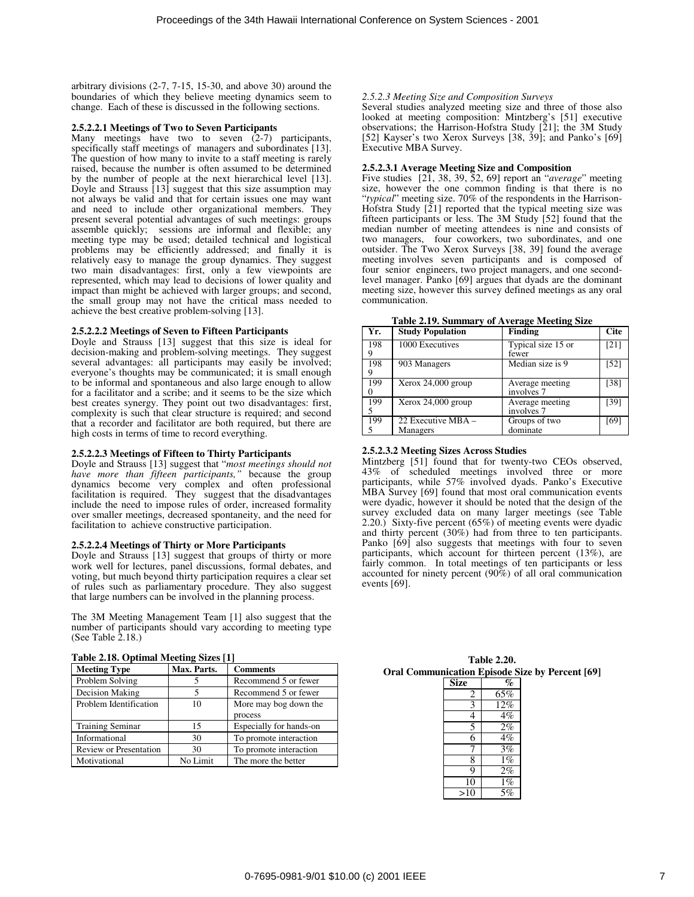arbitrary divisions (2-7, 7-15, 15-30, and above 30) around the boundaries of which they believe meeting dynamics seem to change. Each of these is discussed in the following sections.

**2.5.2.2.1 Meetings of Two to Seven Participants**

Many meetings have two to seven (2-7) participants, specifically staff meetings of managers and subordinates [13]. The question of how many to invite to a staff meeting is rarely raised, because the number is often assumed to be determined by the number of people at the next hierarchical level [13]. Doyle and Strauss [13] suggest that this size assumption may not always be valid and that for certain issues one may want and need to include other organizational members. They present several potential advantages of such meetings: groups assemble quickly; sessions are informal and flexible; any meeting type may be used; detailed technical and logistical problems may be efficiently addressed; and finally it is relatively easy to manage the group dynamics. They suggest two main disadvantages: first, only a few viewpoints are represented, which may lead to decisions of lower quality and impact than might be achieved with larger groups; and second, the small group may not have the critical mass needed to achieve the best creative problem-solving [13].

**2.5.2.2.2 Meetings of Seven to Fifteen Participants**

Doyle and Strauss [13] suggest that this size is ideal for decision-making and problem-solving meetings. They suggest several advantages: all participants may easily be involved; everyone's thoughts may be communicated; it is small enough to be informal and spontaneous and also large enough to allow for a facilitator and a scribe; and it seems to be the size which best creates synergy. They point out two disadvantages: first, complexity is such that clear structure is required; and second that a recorder and facilitator are both required, but there are high costs in terms of time to record everything.

**2.5.2.2.3 Meetings of Fifteen to Thirty Participants**

Doyle and Strauss [13] suggest that "*most meetings should not have more than fifteen participants,"* because the group dynamics become very complex and often professional facilitation is required. They suggest that the disadvantages include the need to impose rules of order, increased formality over smaller meetings, decreased spontaneity, and the need for facilitation to achieve constructive participation.

**2.5.2.2.4 Meetings of Thirty or More Participants**

Doyle and Strauss [13] suggest that groups of thirty or more work well for lectures, panel discussions, formal debates, and voting, but much beyond thirty participation requires a clear set of rules such as parliamentary procedure. They also suggest that large numbers can be involved in the planning process.

The 3M Meeting Management Team [1] also suggest that the number of participants should vary according to meeting type (See Table 2.18.)

**Table 2.18. Optimal Meeting Sizes [1]**

| Meeting Type | Max. Parts. | Comments |
|---|---|---|
| Problem Solving | 5 | Recommend 5 or fewer |
| Decision Making | 5 | Recommend 5 or fewer |
| Problem Identification | 10 | More may bog down the process |
| Training Seminar | 15 | Especially for hands-on |
| Informational | 30 | To promote interaction |
| Review or Presentation | 30 | To promote interaction |
| Motivational | No Limit | The more the better |

*2.5.2.3 Meeting Size and Composition Surveys*

Several studies analyzed meeting size and three of those also looked at meeting composition: Mintzberg's [51] executive observations; the Harrison-Hofstra Study [21]; the 3M Study [52] Kayser's two Xerox Surveys [38, 39]; and Panko's [69] Executive MBA Survey.

**2.5.2.3.1 Average Meeting Size and Composition**

Five studies [21, 38, 39, 52, 69] report an "*average*" meeting size, however the one common finding is that there is no "*typical*" meeting size. 70% of the respondents in the Harrison-Hofstra Study [21] reported that the typical meeting size was fifteen participants or less. The 3M Study [52] found that the median number of meeting attendees is nine and consists of two managers, four coworkers, two subordinates, and one outsider. The Two Xerox Surveys [38, 39] found the average meeting involves seven participants and is composed of four senior engineers, two project managers, and one second-level manager. Panko [69] argues that dyads are the dominant meeting size, however this survey defined meetings as any oral communication.

**Table 2.19. Summary of Average Meeting Size**

| Yr. | Study Population | Finding | Cite |
|---|---|---|---|
| 1989 | 1000 Executives | Typical size 15 or fewer | [21] |
| 1989 | 903 Managers | Median size is 9 | [52] |
| 1990 | Xerox 24,000 group | Average meeting involves 7 | [38] |
| 1995 | Xerox 24,000 group | Average meeting involves 7 | [39] |
| 1995 | 22 Executive MBA – Managers | Groups of two dominate | [69] |

**2.5.2.3.2 Meeting Sizes Across Studies**

Mintzberg [51] found that for twenty-two CEOs observed, 43% of scheduled meetings involved three or more participants, while 57% involved dyads. Panko's Executive MBA Survey [69] found that most oral communication events were dyadic, however it should be noted that the design of the survey excluded data on many larger meetings (see Table 2.20.) Sixty-five percent (65%) of meeting events were dyadic and thirty percent (30%) had from three to ten participants. Panko [69] also suggests that meetings with four to seven participants, which account for thirteen percent (13%), are fairly common. In total meetings of ten participants or less accounted for ninety percent (90%) of all oral communication events [69].

**Table 2.20.**
**Oral Communication Episode Size by Percent [69]**

| Size | % |
|---|---|
| 2 | 65% |
| 3 | 12% |
| 4 | 4% |
| 5 | 2% |
| 6 | 4% |
| 7 | 3% |
| 8 | 1% |
| 9 | 2% |
| 10 | 1% |
| >10 | 5% |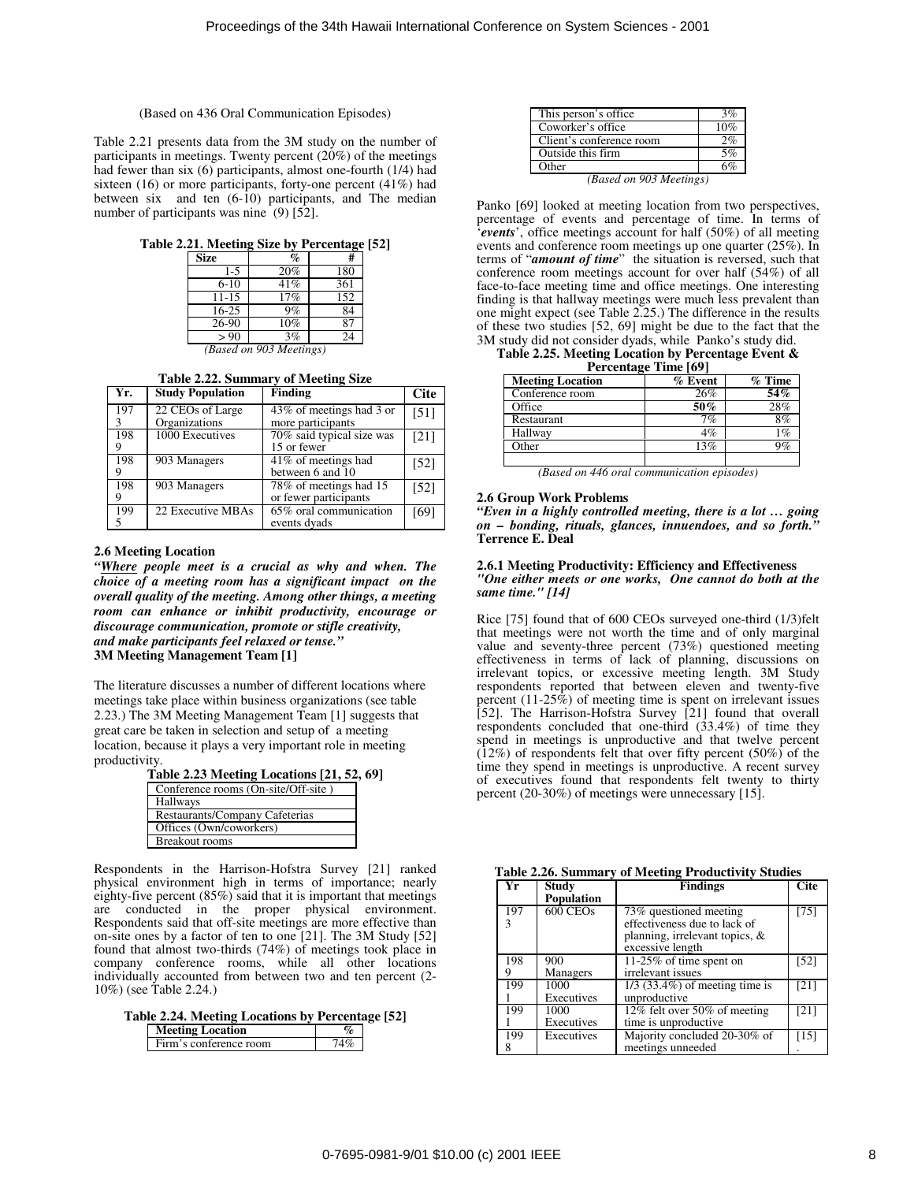(Based on 436 Oral Communication Episodes)

Table 2.21 presents data from the 3M study on the number of participants in meetings. Twenty percent (20%) of the meetings had fewer than six (6) participants, almost one-fourth (1/4) had sixteen (16) or more participants, forty-one percent (41%) had between six and ten (6-10) participants, and The median number of participants was nine (9) [52].

**Table 2.21. Meeting Size by Percentage [52]**

| Size | % | # |
|---|---|---|
| 1-5 | 20% | 180 |
| 6-10 | 41% | 361 |
| 11-15 | 17% | 152 |
| 16-25 | 9% | 84 |
| 26-90 | 10% | 87 |
| > 90 | 3% | 24 |

*(Based on 903 Meetings)*

**Table 2.22. Summary of Meeting Size**

| Yr. | Study Population | Finding | Cite |
|---|---|---|---|
| 1973 | 22 CEOs of Large Organizations | 43% of meetings had 3 or more participants | [51] |
| 1989 | 1000 Executives | 70% said typical size was 15 or fewer | [21] |
| 1989 | 903 Managers | 41% of meetings had between 6 and 10 | [52] |
| 1989 | 903 Managers | 78% of meetings had 15 or fewer participants | [52] |
| 1995 | 22 Executive MBAs | 65% oral communication events dyads | [69] |

### 2.6 Meeting Location

***"Where people meet is a crucial as why and when. The choice of a meeting room has a significant impact on the overall quality of the meeting. Among other things, a meeting room can enhance or inhibit productivity, encourage or discourage communication, promote or stifle creativity, and make participants feel relaxed or tense."***
**3M Meeting Management Team [1]**

The literature discusses a number of different locations where meetings take place within business organizations (see table 2.23.) The 3M Meeting Management Team [1] suggests that great care be taken in selection and setup of a meeting location, because it plays a very important role in meeting productivity.

**Table 2.23 Meeting Locations [21, 52, 69]**

| |
|---|
| Conference rooms (On-site/Off-site ) |
| Hallways |
| Restaurants/Company Cafeterias |
| Offices (Own/coworkers) |
| Breakout rooms |

Respondents in the Harrison-Hofstra Survey [21] ranked physical environment high in terms of importance; nearly eighty-five percent (85%) said that it is important that meetings are conducted in the proper physical environment. Respondents said that off-site meetings are more effective than on-site ones by a factor of ten to one [21]. The 3M Study [52] found that almost two-thirds (74%) of meetings took place in company conference rooms, while all other locations individually accounted from between two and ten percent (2-10%) (see Table 2.24.)

**Table 2.24. Meeting Locations by Percentage [52]**

| Meeting Location | % |
|---|---|
| Firm's conference room | 74% |
| This person's office | 3% |
| Coworker's office | 10% |
| Client's conference room | 2% |
| Outside this firm | 5% |
| Other | 6% |

*(Based on 903 Meetings)*

Panko [69] looked at meeting location from two perspectives, percentage of events and percentage of time. In terms of '***events***', office meetings account for half (50%) of all meeting events and conference room meetings up one quarter (25%). In terms of "***amount of time***" the situation is reversed, such that conference room meetings account for over half (54%) of all face-to-face meeting time and office meetings. One interesting finding is that hallway meetings were much less prevalent than one might expect (see Table 2.25.) The difference in the results of these two studies [52, 69] might be due to the fact that the 3M study did not consider dyads, while Panko's study did.

**Table 2.25. Meeting Location by Percentage Event & Percentage Time [69]**

| Meeting Location | % Event | % Time |
|---|---|---|
| Conference room | 26% | **54%** |
| Office | **50%** | 28% |
| Restaurant | 7% | 8% |
| Hallway | 4% | 1% |
| Other | 13% | 9% |
| | | |

*(Based on 446 oral communication episodes)*

### 2.6 Group Work Problems

***"Even in a highly controlled meeting, there is a lot … going on – bonding, rituals, glances, innuendoes, and so forth."***
**Terrence E. Deal**

#### 2.6.1 Meeting Productivity: Efficiency and Effectiveness

***"One either meets or one works, One cannot do both at the same time." [14]***

Rice [75] found that of 600 CEOs surveyed one-third (1/3)felt that meetings were not worth the time and of only marginal value and seventy-three percent (73%) questioned meeting effectiveness in terms of lack of planning, discussions on irrelevant topics, or excessive meeting length. 3M Study respondents reported that between eleven and twenty-five percent (11-25%) of meeting time is spent on irrelevant issues [52]. The Harrison-Hofstra Survey [21] found that overall respondents concluded that one-third (33.4%) of time they spend in meetings is unproductive and that twelve percent (12%) of respondents felt that over fifty percent (50%) of the time they spend in meetings is unproductive. A recent survey of executives found that respondents felt twenty to thirty percent (20-30%) of meetings were unnecessary [15].

**Table 2.26. Summary of Meeting Productivity Studies**

| Yr | Study Population | Findings | Cite |
|---|---|---|---|
| 1973 | 600 CEOs | 73% questioned meeting effectiveness due to lack of planning, irrelevant topics, & excessive length | [75] |
| 1989 | 900 Managers | 11-25% of time spent on irrelevant issues | [52] |
| 1991 | 1000 Executives | 1/3 (33.4%) of meeting time is unproductive | [21] |
| 1991 | 1000 Executives | 12% felt over 50% of meeting time is unproductive | [21] |
| 1998 | Executives | Majority concluded 20-30% of meetings unneeded | [15]. |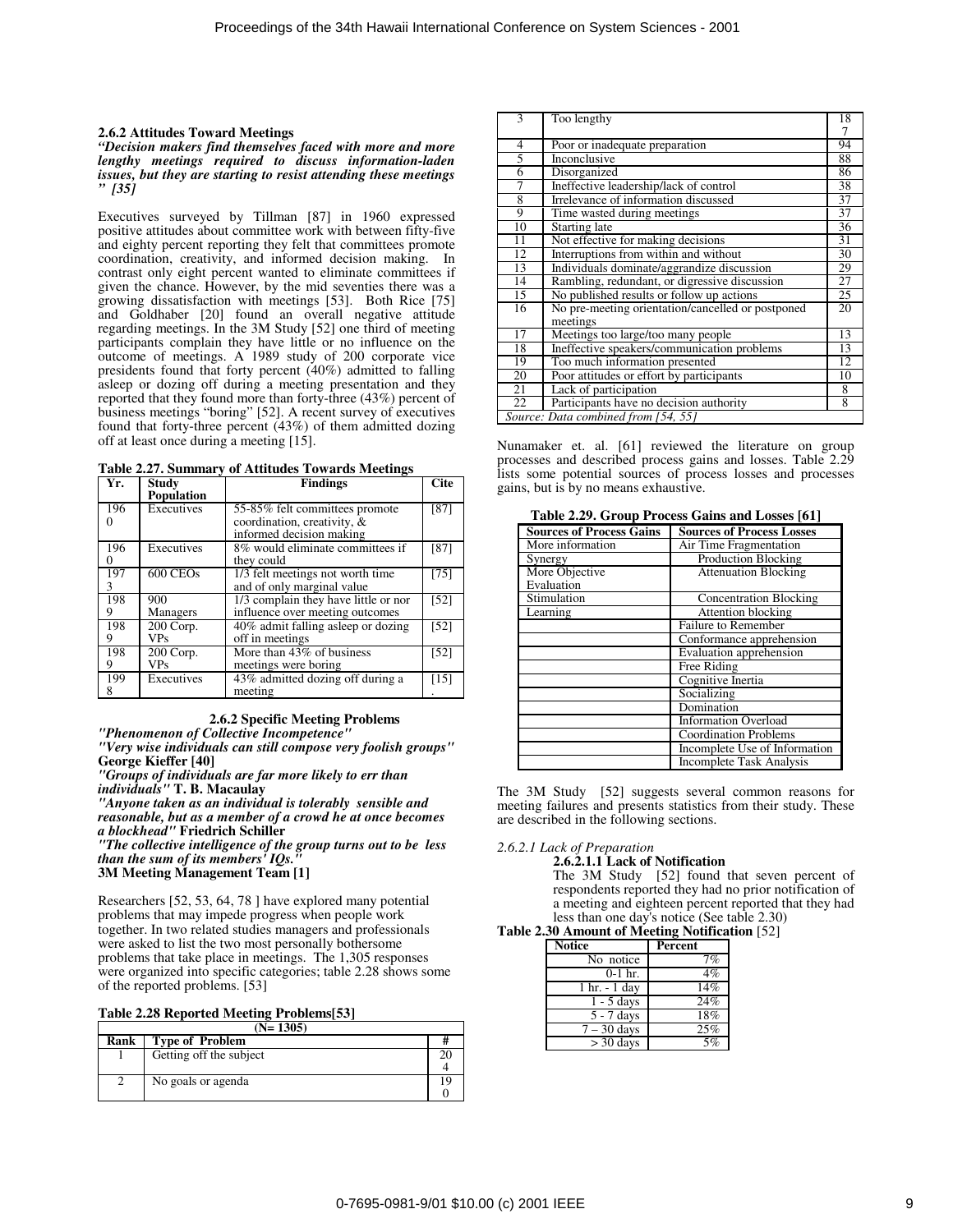#### 2.6.2 Attitudes Toward Meetings

***"Decision makers find themselves faced with more and more lengthy meetings required to discuss information-laden issues, but they are starting to resist attending these meetings" [35]***

Executives surveyed by Tillman [87] in 1960 expressed positive attitudes about committee work with between fifty-five and eighty percent reporting they felt that committees promote coordination, creativity, and informed decision making. In contrast only eight percent wanted to eliminate committees if given the chance. However, by the mid seventies there was a growing dissatisfaction with meetings [53]. Both Rice [75] and Goldhaber [20] found an overall negative attitude regarding meetings. In the 3M Study [52] one third of meeting participants complain they have little or no influence on the outcome of meetings. A 1989 study of 200 corporate vice presidents found that forty percent (40%) admitted to falling asleep or dozing off during a meeting presentation and they reported that they found more than forty-three (43%) percent of business meetings "boring" [52]. A recent survey of executives found that forty-three percent (43%) of them admitted dozing off at least once during a meeting [15].

**Table 2.27. Summary of Attitudes Towards Meetings**

| Yr. | Study Population | Findings | Cite |
|---|---|---|---|
| 1960 | Executives | 55-85% felt committees promote coordination, creativity, & informed decision making | [87] |
| 1960 | Executives | 8% would eliminate committees if they could | [87] |
| 1973 | 600 CEOs | 1/3 felt meetings not worth time and of only marginal value | [75] |
| 1989 | 900 Managers | 1/3 complain they have little or no influence over meeting outcomes | [52] |
| 1989 | 200 Corp. VPs | 40% admit falling asleep or dozing off in meetings | [52] |
| 1989 | 200 Corp. VPs | More than 43% of business meetings were boring | [52] |
| 1998 | Executives | 43% admitted dozing off during a meeting | [15]. |

#### 2.6.2 Specific Meeting Problems

***"Phenomenon of Collective Incompetence"***
***"Very wise individuals can still compose very foolish groups"*** **George Kieffer [40]**
***"Groups of individuals are far more likely to err than individuals"*** **T. B. Macaulay**
***"Anyone taken as an individual is tolerably sensible and reasonable, but as a member of a crowd he at once becomes a blockhead"*** **Friedrich Schiller**
***"The collective intelligence of the group turns out to be less than the sum of its members' IQs."***
**3M Meeting Management Team [1]**

Researchers [52, 53, 64, 78 ] have explored many potential problems that may impede progress when people work together. In two related studies managers and professionals were asked to list the two most personally bothersome problems that take place in meetings. The 1,305 responses were organized into specific categories; table 2.28 shows some of the reported problems. [53]

**Table 2.28 Reported Meeting Problems[53]**

| (N= 1305) | | |
|---|---|---|
| **Rank** | **Type of Problem** | **#** |
| 1 | Getting off the subject | 204 |
| 2 | No goals or agenda | 190 |
| 3 | Too lengthy | 187 |
| 4 | Poor or inadequate preparation | 94 |
| 5 | Inconclusive | 88 |
| 6 | Disorganized | 86 |
| 7 | Ineffective leadership/lack of control | 38 |
| 8 | Irrelevance of information discussed | 37 |
| 9 | Time wasted during meetings | 37 |
| 10 | Starting late | 36 |
| 11 | Not effective for making decisions | 31 |
| 12 | Interruptions from within and without | 30 |
| 13 | Individuals dominate/aggrandize discussion | 29 |
| 14 | Rambling, redundant, or digressive discussion | 27 |
| 15 | No published results or follow up actions | 25 |
| 16 | No pre-meeting orientation/cancelled or postponed meetings | 20 |
| 17 | Meetings too large/too many people | 13 |
| 18 | Ineffective speakers/communication problems | 13 |
| 19 | Too much information presented | 12 |
| 20 | Poor attitudes or effort by participants | 10 |
| 21 | Lack of participation | 8 |
| 22 | Participants have no decision authority | 8 |
| *Source: Data combined from [54, 55]* | | |

Nunamaker et. al. [61] reviewed the literature on group processes and described process gains and losses. Table 2.29 lists some potential sources of process losses and processes gains, but is by no means exhaustive.

**Table 2.29. Group Process Gains and Losses [61]**

| Sources of Process Gains | Sources of Process Losses |
|---|---|
| More information | Air Time Fragmentation |
| Synergy | Production Blocking |
| More Objective Evaluation | Attenuation Blocking |
| Stimulation | Concentration Blocking |
| Learning | Attention blocking |
| | Failure to Remember |
| | Conformance apprehension |
| | Evaluation apprehension |
| | Free Riding |
| | Cognitive Inertia |
| | Socializing |
| | Domination |
| | Information Overload |
| | Coordination Problems |
| | Incomplete Use of Information |
| | Incomplete Task Analysis |

The 3M Study [52] suggests several common reasons for meeting failures and presents statistics from their study. These are described in the following sections.

*2.6.2.1 Lack of Preparation*

**2.6.2.1.1 Lack of Notification**

The 3M Study [52] found that seven percent of respondents reported they had no prior notification of a meeting and eighteen percent reported that they had less than one day's notice (See table 2.30)

**Table 2.30 Amount of Meeting Notification** [52]

| Notice | Percent |
|---|---|
| No notice | 7% |
| 0-1 hr. | 4% |
| 1 hr. - 1 day | 14% |
| 1 - 5 days | 24% |
| 5 - 7 days | 18% |
| 7 – 30 days | 25% |
| > 30 days | 5% |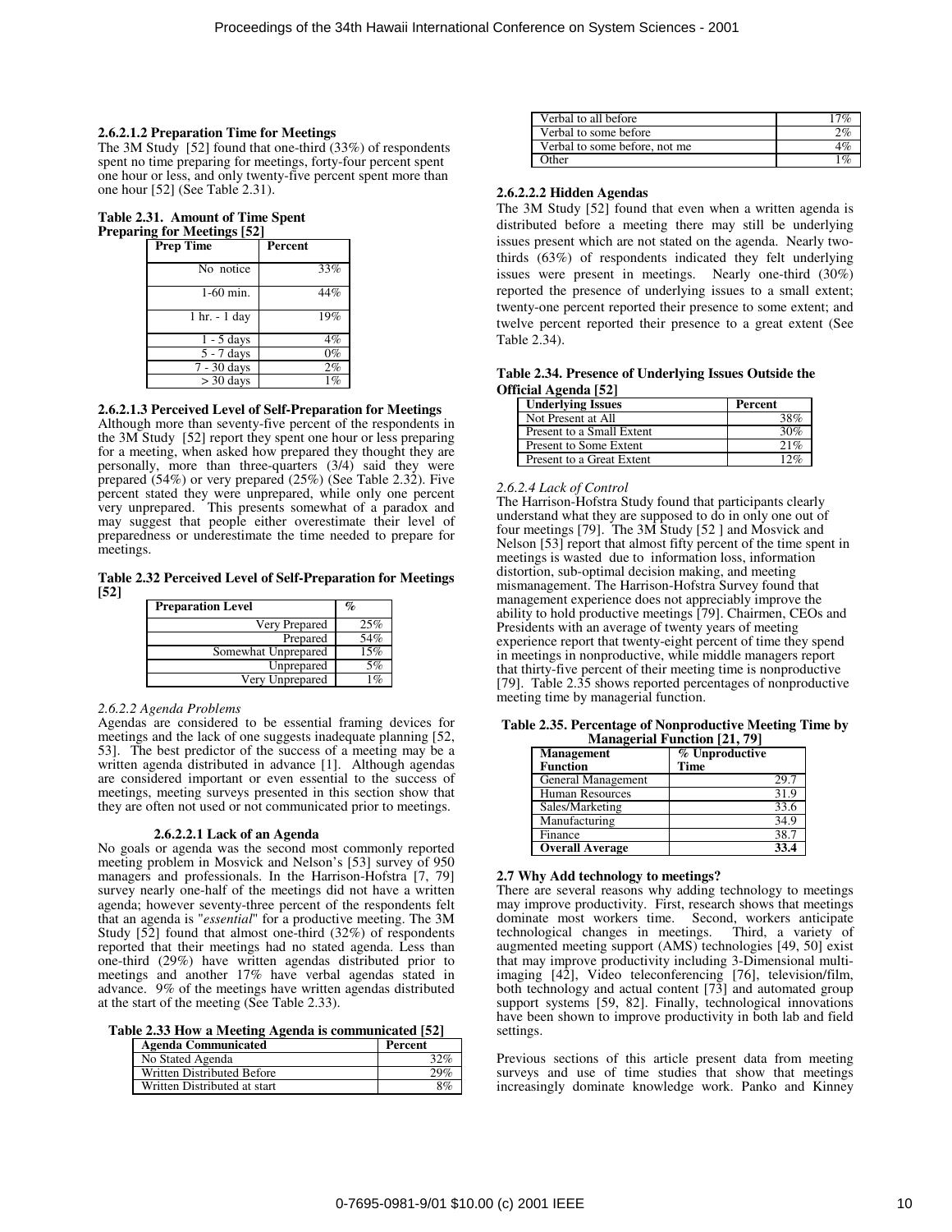#### 2.6.2.1.2 Preparation Time for Meetings

The 3M Study [52] found that one-third (33%) of respondents spent no time preparing for meetings, forty-four percent spent one hour or less, and only twenty-five percent spent more than one hour [52] (See Table 2.31).

**Table 2.31. Amount of Time Spent Preparing for Meetings [52]**

| Prep Time | Percent |
|---|---|
| No notice | 33% |
| 1-60 min. | 44% |
| 1 hr. - 1 day | 19% |
| 1 - 5 days | 4% |
| 5 - 7 days | 0% |
| 7 - 30 days | 2% |
| > 30 days | 1% |

#### 2.6.2.1.3 Perceived Level of Self-Preparation for Meetings

Although more than seventy-five percent of the respondents in the 3M Study [52] report they spent one hour or less preparing for a meeting, when asked how prepared they thought they are personally, more than three-quarters (3/4) said they were prepared (54%) or very prepared (25%) (See Table 2.32). Five percent stated they were unprepared, while only one percent very unprepared. This presents somewhat of a paradox and may suggest that people either overestimate their level of preparedness or underestimate the time needed to prepare for meetings.

**Table 2.32 Perceived Level of Self-Preparation for Meetings [52]**

| Preparation Level | % |
|---|---|
| Very Prepared | 25% |
| Prepared | 54% |
| Somewhat Unprepared | 15% |
| Unprepared | 5% |
| Very Unprepared | 1% |

#### *2.6.2.2 Agenda Problems*

Agendas are considered to be essential framing devices for meetings and the lack of one suggests inadequate planning [52, 53]. The best predictor of the success of a meeting may be a written agenda distributed in advance [1]. Although agendas are considered important or even essential to the success of meetings, meeting surveys presented in this section show that they are often not used or not communicated prior to meetings.

#### 2.6.2.2.1 Lack of an Agenda

No goals or agenda was the second most commonly reported meeting problem in Mosvick and Nelson's [53] survey of 950 managers and professionals. In the Harrison-Hofstra [7, 79] survey nearly one-half of the meetings did not have a written agenda; however seventy-three percent of the respondents felt that an agenda is "*essential*" for a productive meeting. The 3M Study [52] found that almost one-third (32%) of respondents reported that their meetings had no stated agenda. Less than one-third (29%) have written agendas distributed prior to meetings and another 17% have verbal agendas stated in advance. 9% of the meetings have written agendas distributed at the start of the meeting (See Table 2.33).

**Table 2.33 How a Meeting Agenda is communicated [52]**

| Agenda Communicated | Percent |
|---|---|
| No Stated Agenda | 32% |
| Written Distributed Before | 29% |
| Written Distributed at start | 8% |
| Verbal to all before | 17% |
| Verbal to some before | 2% |
| Verbal to some before, not me | 4% |
| Other | 1% |

#### 2.6.2.2.2 Hidden Agendas

The 3M Study [52] found that even when a written agenda is distributed before a meeting there may still be underlying issues present which are not stated on the agenda. Nearly two-thirds (63%) of respondents indicated they felt underlying issues were present in meetings. Nearly one-third (30%) reported the presence of underlying issues to a small extent; twenty-one percent reported their presence to some extent; and twelve percent reported their presence to a great extent (See Table 2.34).

**Table 2.34. Presence of Underlying Issues Outside the Official Agenda [52]**

| Underlying Issues | Percent |
|---|---|
| Not Present at All | 38% |
| Present to a Small Extent | 30% |
| Present to Some Extent | 21% |
| Present to a Great Extent | 12% |

#### *2.6.2.4 Lack of Control*

The Harrison-Hofstra Study found that participants clearly understand what they are supposed to do in only one out of four meetings [79]. The 3M Study [52 ] and Mosvick and Nelson [53] report that almost fifty percent of the time spent in meetings is wasted due to information loss, information distortion, sub-optimal decision making, and meeting mismanagement. The Harrison-Hofstra Survey found that management experience does not appreciably improve the ability to hold productive meetings [79]. Chairmen, CEOs and Presidents with an average of twenty years of meeting experience report that twenty-eight percent of time they spend in meetings in nonproductive, while middle managers report that thirty-five percent of their meeting time is nonproductive [79]. Table 2.35 shows reported percentages of nonproductive meeting time by managerial function.

**Table 2.35. Percentage of Nonproductive Meeting Time by Managerial Function [21, 79]**

| Management Function | % Unproductive Time |
|---|---|
| General Management | 29.7 |
| Human Resources | 31.9 |
| Sales/Marketing | 33.6 |
| Manufacturing | 34.9 |
| Finance | 38.7 |
| **Overall Average** | **33.4** |

### 2.7 Why Add technology to meetings?

There are several reasons why adding technology to meetings may improve productivity. First, research shows that meetings dominate most workers time. Second, workers anticipate technological changes in meetings. Third, a variety of augmented meeting support (AMS) technologies [49, 50] exist that may improve productivity including 3-Dimensional multi-imaging [42], Video teleconferencing [76], television/film, both technology and actual content [73] and automated group support systems [59, 82]. Finally, technological innovations have been shown to improve productivity in both lab and field settings.

Previous sections of this article present data from meeting surveys and use of time studies that show that meetings increasingly dominate knowledge work. Panko and Kinney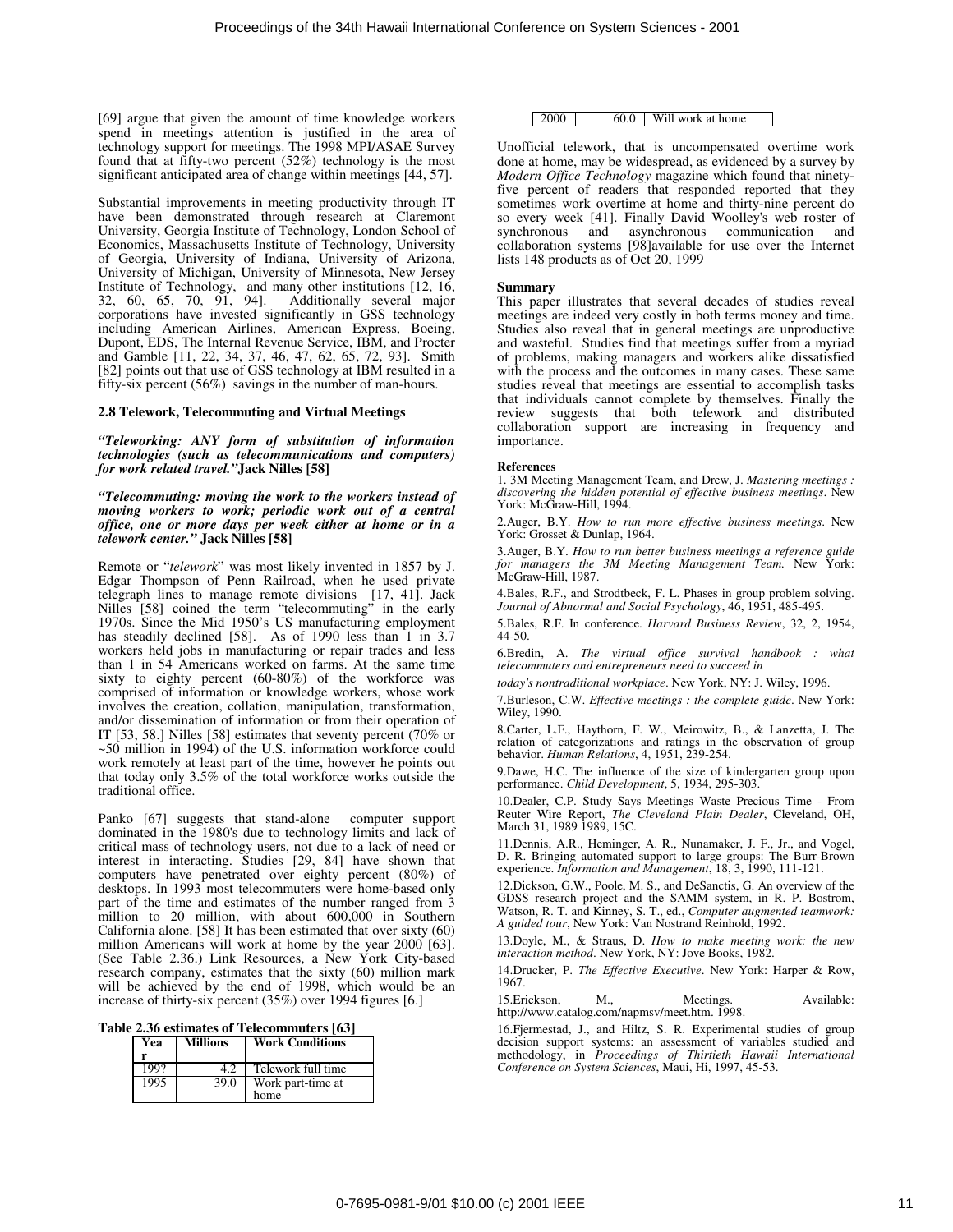[69] argue that given the amount of time knowledge workers spend in meetings attention is justified in the area of technology support for meetings. The 1998 MPI/ASAE Survey found that at fifty-two percent (52%) technology is the most significant anticipated area of change within meetings [44, 57].

Substantial improvements in meeting productivity through IT have been demonstrated through research at Claremont University, Georgia Institute of Technology, London School of Economics, Massachusetts Institute of Technology, University of Georgia, University of Indiana, University of Arizona, University of Michigan, University of Minnesota, New Jersey Institute of Technology, and many other institutions [12, 16, 32, 60, 65, 70, 91, 94]. Additionally several major corporations have invested significantly in GSS technology including American Airlines, American Express, Boeing, Dupont, EDS, The Internal Revenue Service, IBM, and Procter and Gamble [11, 22, 34, 37, 46, 47, 62, 65, 72, 93]. Smith [82] points out that use of GSS technology at IBM resulted in a fifty-six percent (56%) savings in the number of man-hours.

### 2.8 Telework, Telecommuting and Virtual Meetings

***"Teleworking: ANY form of substitution of information technologies (such as telecommunications and computers) for work related travel."*** **Jack Nilles [58]**

***"Telecommuting: moving the work to the workers instead of moving workers to work; periodic work out of a central office, one or more days per week either at home or in a telework center."*** **Jack Nilles [58]**

Remote or "*telework*" was most likely invented in 1857 by J. Edgar Thompson of Penn Railroad, when he used private telegraph lines to manage remote divisions [17, 41]. Jack Nilles [58] coined the term "telecommuting" in the early 1970s. Since the Mid 1950's US manufacturing employment has steadily declined [58]. As of 1990 less than 1 in 3.7 workers held jobs in manufacturing or repair trades and less than 1 in 54 Americans worked on farms. At the same time sixty to eighty percent (60-80%) of the workforce was comprised of information or knowledge workers, whose work involves the creation, collation, manipulation, transformation, and/or dissemination of information or from their operation of IT [53, 58.] Nilles [58] estimates that seventy percent (70% or ~50 million in 1994) of the U.S. information workforce could work remotely at least part of the time, however he points out that today only 3.5% of the total workforce works outside the traditional office.

Panko [67] suggests that stand-alone computer support dominated in the 1980's due to technology limits and lack of critical mass of technology users, not due to a lack of need or interest in interacting. Studies [29, 84] have shown that computers have penetrated over eighty percent (80%) of desktops. In 1993 most telecommuters were home-based only part of the time and estimates of the number ranged from 3 million to 20 million, with about 600,000 in Southern California alone. [58] It has been estimated that over sixty (60) million Americans will work at home by the year 2000 [63]. (See Table 2.36.) Link Resources, a New York City-based research company, estimates that the sixty (60) million mark will be achieved by the end of 1998, which would be an increase of thirty-six percent (35%) over 1994 figures [6.]

**Table 2.36 estimates of Telecommuters [63]**

| Year | Millions | Work Conditions |
|---|---|---|
| 199? | 4.2 | Telework full time |
| 1995 | 39.0 | Work part-time at home |
| 2000 | 60.0 | Will work at home |

Unofficial telework, that is uncompensated overtime work done at home, may be widespread, as evidenced by a survey by *Modern Office Technology* magazine which found that ninety-five percent of readers that responded reported that they sometimes work overtime at home and thirty-nine percent do so every week [41]. Finally David Woolley's web roster of synchronous and asynchronous communication and collaboration systems [98]available for use over the Internet lists 148 products as of Oct 20, 1999

### Summary

This paper illustrates that several decades of studies reveal meetings are indeed very costly in both terms money and time. Studies also reveal that in general meetings are unproductive and wasteful. Studies find that meetings suffer from a myriad of problems, making managers and workers alike dissatisfied with the process and the outcomes in many cases. These same studies reveal that meetings are essential to accomplish tasks that individuals cannot complete by themselves. Finally the review suggests that both telework and distributed collaboration support are increasing in frequency and importance.

### References

1. 3M Meeting Management Team, and Drew, J. *Mastering meetings : discovering the hidden potential of effective business meetings*. New York: McGraw-Hill, 1994.

2.Auger, B.Y. *How to run more effective business meetings*. New York: Grosset & Dunlap, 1964.

3.Auger, B.Y. *How to run better business meetings a reference guide for managers the 3M Meeting Management Team.* New York: McGraw-Hill, 1987.

4.Bales, R.F., and Strodtbeck, F. L. Phases in group problem solving. *Journal of Abnormal and Social Psychology*, 46, 1951, 485-495.

5.Bales, R.F. In conference. *Harvard Business Review*, 32, 2, 1954, 44-50.

6.Bredin, A. *The virtual office survival handbook : what telecommuters and entrepreneurs need to succeed in today's nontraditional workplace*. New York, NY: J. Wiley, 1996.

7.Burleson, C.W. *Effective meetings : the complete guide*. New York: Wiley, 1990.

8.Carter, L.F., Haythorn, F. W., Meirowitz, B., & Lanzetta, J. The relation of categorizations and ratings in the observation of group behavior. *Human Relations*, 4, 1951, 239-254.

9.Dawe, H.C. The influence of the size of kindergarten group upon performance. *Child Development*, 5, 1934, 295-303.

10.Dealer, C.P. Study Says Meetings Waste Precious Time - From Reuter Wire Report, *The Cleveland Plain Dealer*, Cleveland, OH, March 31, 1989 1989, 15C.

11.Dennis, A.R., Heminger, A. R., Nunamaker, J. F., Jr., and Vogel, D. R. Bringing automated support to large groups: The Burr-Brown experience. *Information and Management*, 18, 3, 1990, 111-121.

12.Dickson, G.W., Poole, M. S., and DeSanctis, G. An overview of the GDSS research project and the SAMM system, in R. P. Bostrom, Watson, R. T. and Kinney, S. T., ed., *Computer augmented teamwork: A guided tour*, New York: Van Nostrand Reinhold, 1992.

13.Doyle, M., & Straus, D. *How to make meeting work: the new interaction method*. New York, NY: Jove Books, 1982.

14.Drucker, P. *The Effective Executive*. New York: Harper & Row, 1967.

15.Erickson, M., Meetings. Available: http://www.catalog.com/napmsv/meet.htm. 1998.

16.Fjermestad, J., and Hiltz, S. R. Experimental studies of group decision support systems: an assessment of variables studied and methodology, in *Proceedings of Thirtieth Hawaii International Conference on System Sciences*, Maui, Hi, 1997, 45-53.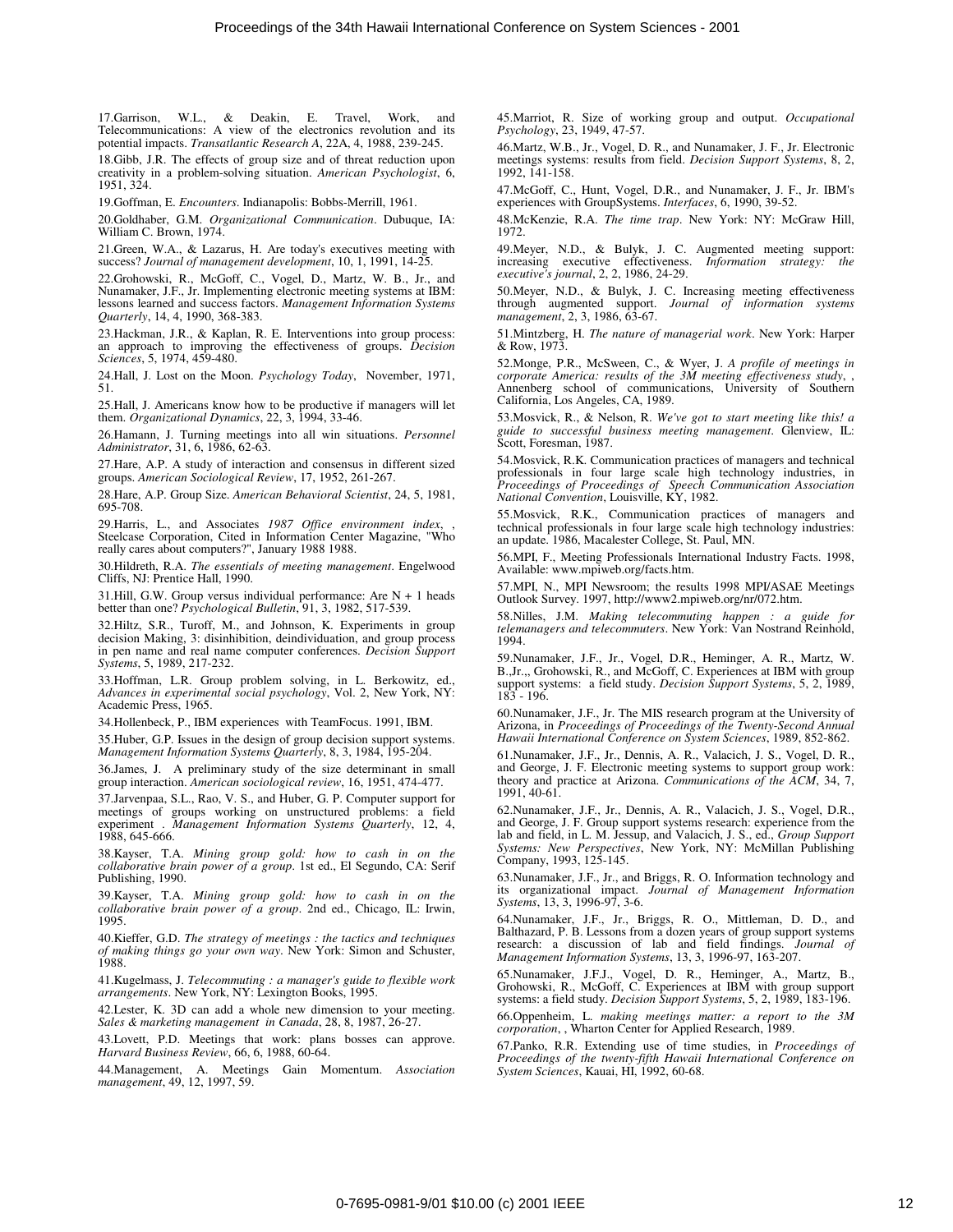17.Garrison, W.L., & Deakin, E. Travel, Work, and Telecommunications: A view of the electronics revolution and its potential impacts. *Transatlantic Research A*, 22A, 4, 1988, 239-245.

18.Gibb, J.R. The effects of group size and of threat reduction upon creativity in a problem-solving situation. *American Psychologist*, 6, 1951, 324.

19.Goffman, E. *Encounters*. Indianapolis: Bobbs-Merrill, 1961.

20.Goldhaber, G.M. *Organizational Communication*. Dubuque, IA: William C. Brown, 1974.

21.Green, W.A., & Lazarus, H. Are today's executives meeting with success? *Journal of management development*, 10, 1, 1991, 14-25.

22.Grohowski, R., McGoff, C., Vogel, D., Martz, W. B., Jr., and Nunamaker, J.F., Jr. Implementing electronic meeting systems at IBM: lessons learned and success factors. *Management Information Systems Quarterly*, 14, 4, 1990, 368-383.

23.Hackman, J.R., & Kaplan, R. E. Interventions into group process: an approach to improving the effectiveness of groups. *Decision Sciences*, 5, 1974, 459-480.

24.Hall, J. Lost on the Moon. *Psychology Today*, November, 1971, 51.

25.Hall, J. Americans know how to be productive if managers will let them. *Organizational Dynamics*, 22, 3, 1994, 33-46.

26.Hamann, J. Turning meetings into all win situations. *Personnel Administrator*, 31, 6, 1986, 62-63.

27.Hare, A.P. A study of interaction and consensus in different sized groups. *American Sociological Review*, 17, 1952, 261-267.

28.Hare, A.P. Group Size. *American Behavioral Scientist*, 24, 5, 1981, 695-708.

29.Harris, L., and Associates *1987 Office environment index*, , Steelcase Corporation, Cited in Information Center Magazine, "Who really cares about computers?", January 1988 1988.

30.Hildreth, R.A. *The essentials of meeting management*. Engelwood Cliffs, NJ: Prentice Hall, 1990.

31.Hill, G.W. Group versus individual performance: Are N + 1 heads better than one? *Psychological Bulletin*, 91, 3, 1982, 517-539.

32.Hiltz, S.R., Turoff, M., and Johnson, K. Experiments in group decision Making, 3: disinhibition, deindividuation, and group process in pen name and real name computer conferences. *Decision Support Systems*, 5, 1989, 217-232.

33.Hoffman, L.R. Group problem solving, in L. Berkowitz, ed., *Advances in experimental social psychology*, Vol. 2, New York, NY: Academic Press, 1965.

34.Hollenbeck, P., IBM experiences with TeamFocus. 1991, IBM.

35.Huber, G.P. Issues in the design of group decision support systems. *Management Information Systems Quarterly*, 8, 3, 1984, 195-204.

36.James, J. A preliminary study of the size determinant in small group interaction. *American sociological review*, 16, 1951, 474-477.

37.Jarvenpaa, S.L., Rao, V. S., and Huber, G. P. Computer support for meetings of groups working on unstructured problems: a field experiment . *Management Information Systems Quarterly*, 12, 4, 1988, 645-666.

38.Kayser, T.A. *Mining group gold: how to cash in on the collaborative brain power of a group*. 1st ed., El Segundo, CA: Serif Publishing, 1990.

39.Kayser, T.A. *Mining group gold: how to cash in on the collaborative brain power of a group*. 2nd ed., Chicago, IL: Irwin, 1995.

40.Kieffer, G.D. *The strategy of meetings : the tactics and techniques of making things go your own way*. New York: Simon and Schuster, 1988.

41.Kugelmass, J. *Telecommuting : a manager's guide to flexible work arrangements*. New York, NY: Lexington Books, 1995.

42.Lester, K. 3D can add a whole new dimension to your meeting. *Sales & marketing management in Canada*, 28, 8, 1987, 26-27.

43.Lovett, P.D. Meetings that work: plans bosses can approve. *Harvard Business Review*, 66, 6, 1988, 60-64.

44.Management, A. Meetings Gain Momentum. *Association management*, 49, 12, 1997, 59.

45.Marriot, R. Size of working group and output. *Occupational Psychology*, 23, 1949, 47-57.

46.Martz, W.B., Jr., Vogel, D. R., and Nunamaker, J. F., Jr. Electronic meetings systems: results from field. *Decision Support Systems*, 8, 2, 1992, 141-158.

47.McGoff, C., Hunt, Vogel, D.R., and Nunamaker, J. F., Jr. IBM's experiences with GroupSystems. *Interfaces*, 6, 1990, 39-52.

48.McKenzie, R.A. *The time trap*. New York: NY: McGraw Hill, 1972.

49.Meyer, N.D., & Bulyk, J. C. Augmented meeting support: increasing executive effectiveness. *Information strategy: the executive's journal*, 2, 2, 1986, 24-29.

50.Meyer, N.D., & Bulyk, J. C. Increasing meeting effectiveness through augmented support. *Journal of information systems management*, 2, 3, 1986, 63-67.

51.Mintzberg, H. *The nature of managerial work*. New York: Harper & Row, 1973.

52.Monge, P.R., McSween, C., & Wyer, J. *A profile of meetings in corporate America: results of the 3M meeting effectiveness study*, , Annenberg school of communications, University of Southern California, Los Angeles, CA, 1989.

53.Mosvick, R., & Nelson, R. *We've got to start meeting like this! a guide to successful business meeting management*. Glenview, IL: Scott, Foresman, 1987.

54.Mosvick, R.K. Communication practices of managers and technical professionals in four large scale high technology industries, in *Proceedings of Proceedings of Speech Communication Association National Convention*, Louisville, KY, 1982.

55.Mosvick, R.K., Communication practices of managers and technical professionals in four large scale high technology industries: an update. 1986, Macalester College, St. Paul, MN.

56.MPI, F., Meeting Professionals International Industry Facts. 1998, Available: www.mpiweb.org/facts.htm.

57.MPI, N., MPI Newsroom; the results 1998 MPI/ASAE Meetings Outlook Survey. 1997, http://www2.mpiweb.org/nr/072.htm.

58.Nilles, J.M. *Making telecommuting happen : a guide for telemanagers and telecommuters*. New York: Van Nostrand Reinhold, 1994.

59.Nunamaker, J.F., Jr., Vogel, D.R., Heminger, A. R., Martz, W. B.,Jr.,, Grohowski, R., and McGoff, C. Experiences at IBM with group support systems: a field study. *Decision Support Systems*, 5, 2, 1989, 183 - 196.

60.Nunamaker, J.F., Jr. The MIS research program at the University of Arizona, in *Proceedings of Proceedings of the Twenty-Second Annual Hawaii International Conference on System Sciences*, 1989, 852-862.

61.Nunamaker, J.F., Jr., Dennis, A. R., Valacich, J. S., Vogel, D. R., and George, J. F. Electronic meeting systems to support group work: theory and practice at Arizona. *Communications of the ACM*, 34, 7, 1991, 40-61.

62.Nunamaker, J.F., Jr., Dennis, A. R., Valacich, J. S., Vogel, D.R., and George, J. F. Group support systems research: experience from the lab and field, in L. M. Jessup, and Valacich, J. S., ed., *Group Support Systems: New Perspectives*, New York, NY: McMillan Publishing Company, 1993, 125-145.

63.Nunamaker, J.F., Jr., and Briggs, R. O. Information technology and its organizational impact. *Journal of Management Information Systems*, 13, 3, 1996-97, 3-6.

64.Nunamaker, J.F., Jr., Briggs, R. O., Mittleman, D. D., and Balthazard, P. B. Lessons from a dozen years of group support systems research: a discussion of lab and field findings. *Journal of Management Information Systems*, 13, 3, 1996-97, 163-207.

65.Nunamaker, J.F.J., Vogel, D. R., Heminger, A., Martz, B., Grohowski, R., McGoff, C. Experiences at IBM with group support systems: a field study. *Decision Support Systems*, 5, 2, 1989, 183-196.

66.Oppenheim, L. *making meetings matter: a report to the 3M corporation*, , Wharton Center for Applied Research, 1989.

67.Panko, R.R. Extending use of time studies, in *Proceedings of Proceedings of the twenty-fifth Hawaii International Conference on System Sciences*, Kauai, HI, 1992, 60-68.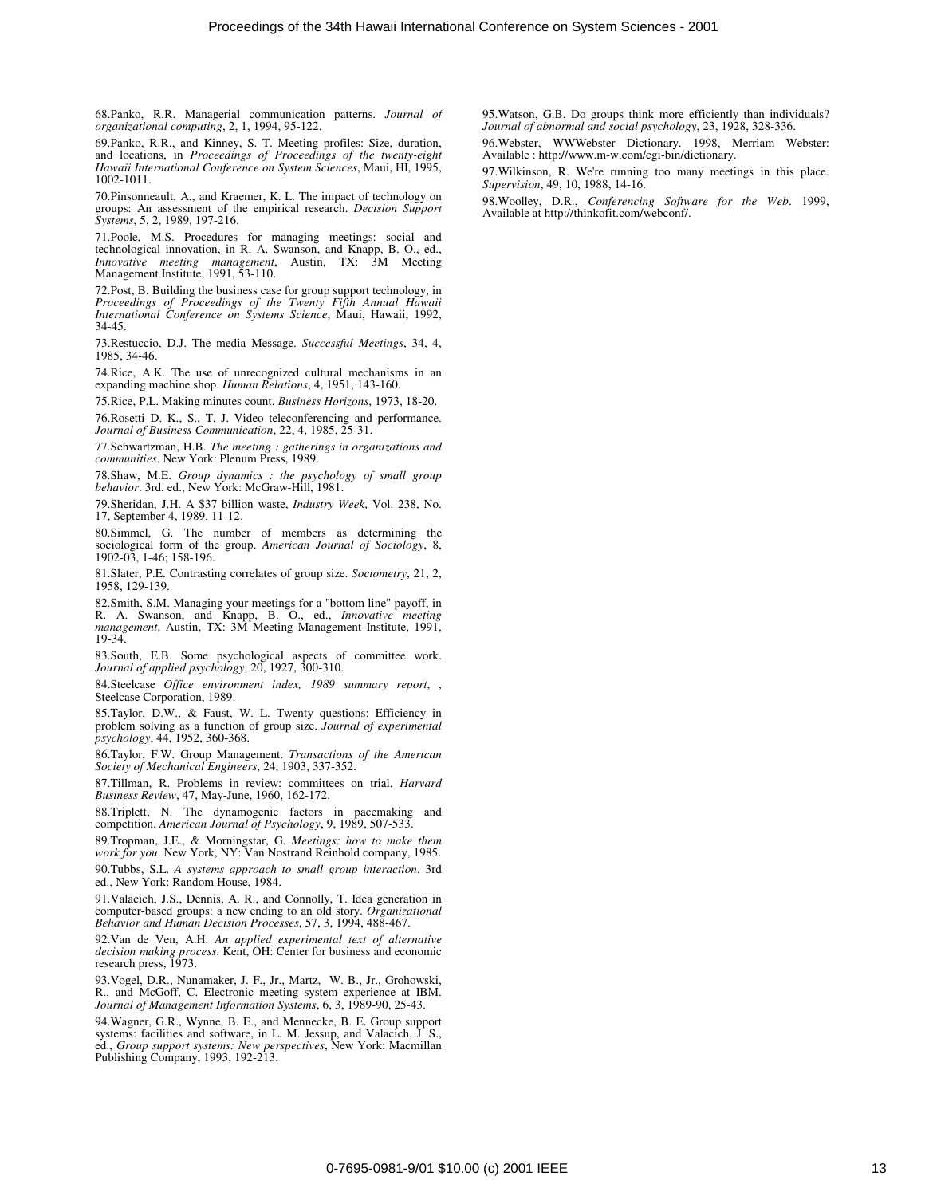68.Panko, R.R. Managerial communication patterns. *Journal of organizational computing*, 2, 1, 1994, 95-122.

69.Panko, R.R., and Kinney, S. T. Meeting profiles: Size, duration, and locations, in *Proceedings of Proceedings of the twenty-eight Hawaii International Conference on System Sciences*, Maui, HI, 1995, 1002-1011.

70.Pinsonneault, A., and Kraemer, K. L. The impact of technology on groups: An assessment of the empirical research. *Decision Support Systems*, 5, 2, 1989, 197-216.

71.Poole, M.S. Procedures for managing meetings: social and technological innovation, in R. A. Swanson, and Knapp, B. O., ed., *Innovative meeting management*, Austin, TX: 3M Meeting Management Institute, 1991, 53-110.

72.Post, B. Building the business case for group support technology, in *Proceedings of Proceedings of the Twenty Fifth Annual Hawaii International Conference on Systems Science*, Maui, Hawaii, 1992, 34-45.

73.Restuccio, D.J. The media Message. *Successful Meetings*, 34, 4, 1985, 34-46.

74.Rice, A.K. The use of unrecognized cultural mechanisms in an expanding machine shop. *Human Relations*, 4, 1951, 143-160.

75.Rice, P.L. Making minutes count. *Business Horizons*, 1973, 18-20.

76.Rosetti D. K., S., T. J. Video teleconferencing and performance. *Journal of Business Communication*, 22, 4, 1985, 25-31.

77.Schwartzman, H.B. *The meeting : gatherings in organizations and communities*. New York: Plenum Press, 1989.

78.Shaw, M.E. *Group dynamics : the psychology of small group behavior*. 3rd. ed., New York: McGraw-Hill, 1981.

79.Sheridan, J.H. A $37 billion waste, *Industry Week*, Vol. 238, No. 17, September 4, 1989, 11-12.

80.Simmel, G. The number of members as determining the sociological form of the group. *American Journal of Sociology*, 8, 1902-03, 1-46; 158-196.

81.Slater, P.E. Contrasting correlates of group size. *Sociometry*, 21, 2, 1958, 129-139.

82.Smith, S.M. Managing your meetings for a "bottom line" payoff, in R. A. Swanson, and Knapp, B. O., ed., *Innovative meeting management*, Austin, TX: 3M Meeting Management Institute, 1991, 19-34.

83.South, E.B. Some psychological aspects of committee work. *Journal of applied psychology*, 20, 1927, 300-310.

84.Steelcase *Office environment index, 1989 summary report*, , Steelcase Corporation, 1989.

85.Taylor, D.W., & Faust, W. L. Twenty questions: Efficiency in problem solving as a function of group size. *Journal of experimental psychology*, 44, 1952, 360-368.

86.Taylor, F.W. Group Management. *Transactions of the American Society of Mechanical Engineers*, 24, 1903, 337-352.

87.Tillman, R. Problems in review: committees on trial. *Harvard Business Review*, 47, May-June, 1960, 162-172.

88.Triplett, N. The dynamogenic factors in pacemaking and competition. *American Journal of Psychology*, 9, 1989, 507-533.

89.Tropman, J.E., & Morningstar, G. *Meetings: how to make them work for you*. New York, NY: Van Nostrand Reinhold company, 1985.

90.Tubbs, S.L. *A systems approach to small group interaction*. 3rd ed., New York: Random House, 1984.

91.Valacich, J.S., Dennis, A. R., and Connolly, T. Idea generation in computer-based groups: a new ending to an old story. *Organizational Behavior and Human Decision Processes*, 57, 3, 1994, 488-467.

92.Van de Ven, A.H. *An applied experimental text of alternative decision making process*. Kent, OH: Center for business and economic research press, 1973.

93.Vogel, D.R., Nunamaker, J. F., Jr., Martz, W. B., Jr., Grohowski, R., and McGoff, C. Electronic meeting system experience at IBM. *Journal of Management Information Systems*, 6, 3, 1989-90, 25-43.

94.Wagner, G.R., Wynne, B. E., and Mennecke, B. E. Group support systems: facilities and software, in L. M. Jessup, and Valacich, J. S., ed., *Group support systems: New perspectives*, New York: Macmillan Publishing Company, 1993, 192-213.

95.Watson, G.B. Do groups think more efficiently than individuals? *Journal of abnormal and social psychology*, 23, 1928, 328-336.

96.Webster, WWWebster Dictionary. 1998, Merriam Webster: Available : http://www.m-w.com/cgi-bin/dictionary.

97.Wilkinson, R. We're running too many meetings in this place. *Supervision*, 49, 10, 1988, 14-16.

98.Woolley, D.R., *Conferencing Software for the Web*. 1999, Available at http://thinkofit.com/webconf/.